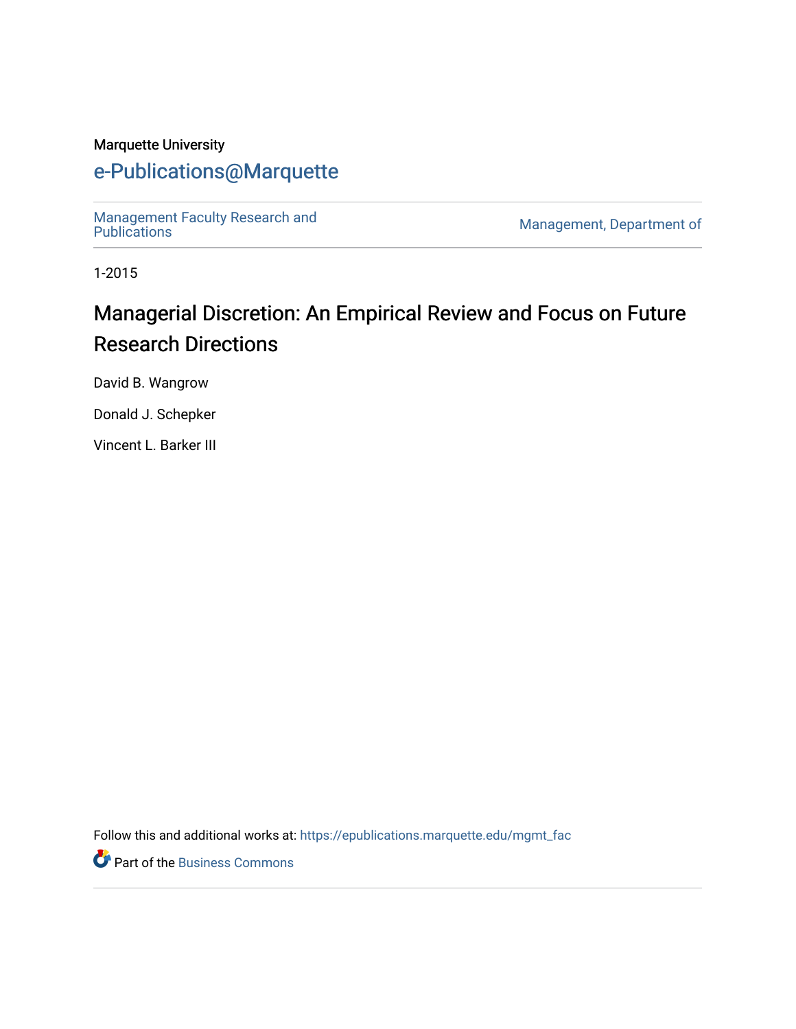Marquette University

# e-Publications@Marquette

Management Faculty Research and Publications | Management, Department of

1-2015

## Managerial Discretion: An Empirical Review and Focus on Future Research Directions

David B. Wangrow

Donald J. Schepker

Vincent L. Barker III

Follow this and additional works at: https://epublications.marquette.edu/mgmt_fac

Part of the Business Commons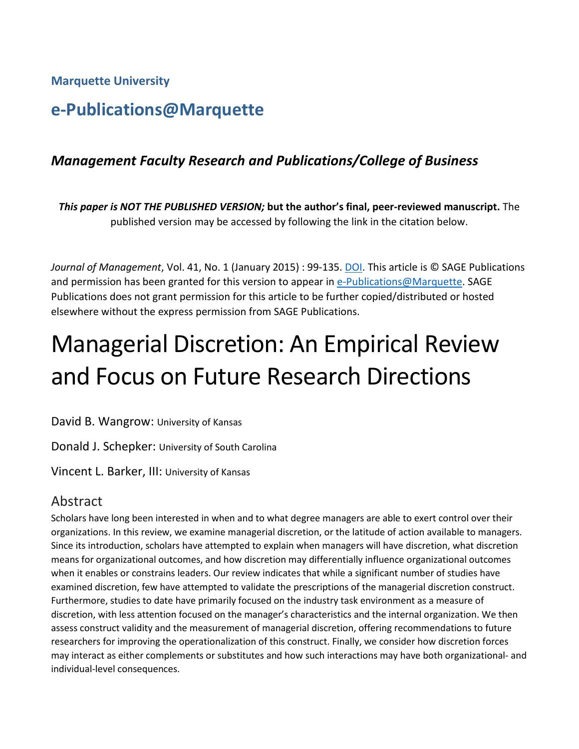**Marquette University**

## e-Publications@Marquette

### *Management Faculty Research and Publications/College of Business*

***This paper is NOT THE PUBLISHED VERSION;* but the author's final, peer-reviewed manuscript.** The published version may be accessed by following the link in the citation below.

*Journal of Management*, Vol. 41, No. 1 (January 2015) : 99-135. DOI. This article is © SAGE Publications and permission has been granted for this version to appear in e-Publications@Marquette. SAGE Publications does not grant permission for this article to be further copied/distributed or hosted elsewhere without the express permission from SAGE Publications.

# Managerial Discretion: An Empirical Review and Focus on Future Research Directions

David B. Wangrow: University of Kansas

Donald J. Schepker: University of South Carolina

Vincent L. Barker, III: University of Kansas

## Abstract

Scholars have long been interested in when and to what degree managers are able to exert control over their organizations. In this review, we examine managerial discretion, or the latitude of action available to managers. Since its introduction, scholars have attempted to explain when managers will have discretion, what discretion means for organizational outcomes, and how discretion may differentially influence organizational outcomes when it enables or constrains leaders. Our review indicates that while a significant number of studies have examined discretion, few have attempted to validate the prescriptions of the managerial discretion construct. Furthermore, studies to date have primarily focused on the industry task environment as a measure of discretion, with less attention focused on the manager's characteristics and the internal organization. We then assess construct validity and the measurement of managerial discretion, offering recommendations to future researchers for improving the operationalization of this construct. Finally, we consider how discretion forces may interact as either complements or substitutes and how such interactions may have both organizational- and individual-level consequences.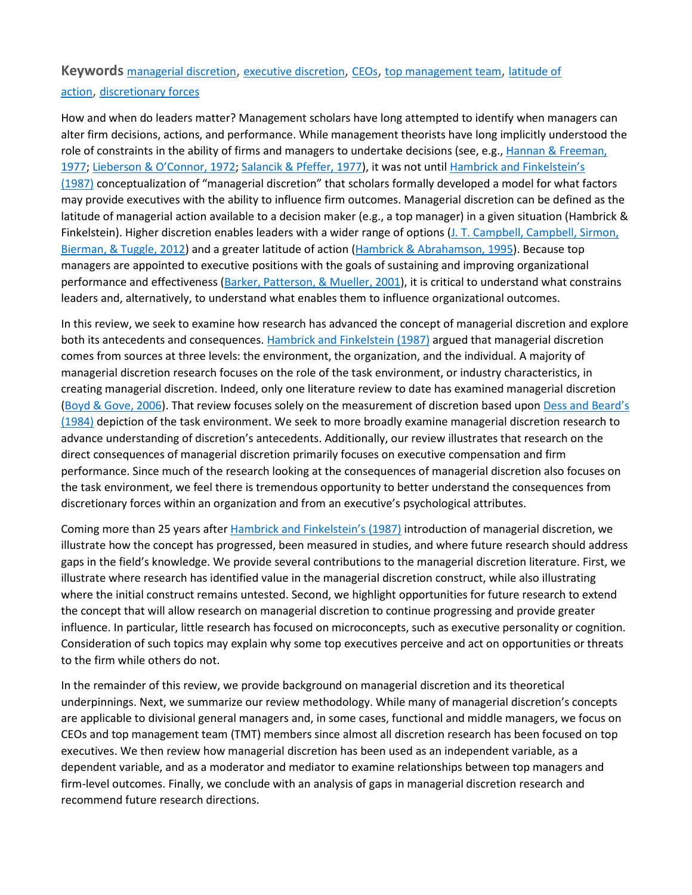**Keywords** managerial discretion, executive discretion, CEOs, top management team, latitude of action, discretionary forces

How and when do leaders matter? Management scholars have long attempted to identify when managers can alter firm decisions, actions, and performance. While management theorists have long implicitly understood the role of constraints in the ability of firms and managers to undertake decisions (see, e.g., Hannan & Freeman, 1977; Lieberson & O'Connor, 1972; Salancik & Pfeffer, 1977), it was not until Hambrick and Finkelstein's (1987) conceptualization of "managerial discretion" that scholars formally developed a model for what factors may provide executives with the ability to influence firm outcomes. Managerial discretion can be defined as the latitude of managerial action available to a decision maker (e.g., a top manager) in a given situation (Hambrick & Finkelstein). Higher discretion enables leaders with a wider range of options (J. T. Campbell, Campbell, Sirmon, Bierman, & Tuggle, 2012) and a greater latitude of action (Hambrick & Abrahamson, 1995). Because top managers are appointed to executive positions with the goals of sustaining and improving organizational performance and effectiveness (Barker, Patterson, & Mueller, 2001), it is critical to understand what constrains leaders and, alternatively, to understand what enables them to influence organizational outcomes.

In this review, we seek to examine how research has advanced the concept of managerial discretion and explore both its antecedents and consequences. Hambrick and Finkelstein (1987) argued that managerial discretion comes from sources at three levels: the environment, the organization, and the individual. A majority of managerial discretion research focuses on the role of the task environment, or industry characteristics, in creating managerial discretion. Indeed, only one literature review to date has examined managerial discretion (Boyd & Gove, 2006). That review focuses solely on the measurement of discretion based upon Dess and Beard's (1984) depiction of the task environment. We seek to more broadly examine managerial discretion research to advance understanding of discretion's antecedents. Additionally, our review illustrates that research on the direct consequences of managerial discretion primarily focuses on executive compensation and firm performance. Since much of the research looking at the consequences of managerial discretion also focuses on the task environment, we feel there is tremendous opportunity to better understand the consequences from discretionary forces within an organization and from an executive's psychological attributes.

Coming more than 25 years after Hambrick and Finkelstein's (1987) introduction of managerial discretion, we illustrate how the concept has progressed, been measured in studies, and where future research should address gaps in the field's knowledge. We provide several contributions to the managerial discretion literature. First, we illustrate where research has identified value in the managerial discretion construct, while also illustrating where the initial construct remains untested. Second, we highlight opportunities for future research to extend the concept that will allow research on managerial discretion to continue progressing and provide greater influence. In particular, little research has focused on microconcepts, such as executive personality or cognition. Consideration of such topics may explain why some top executives perceive and act on opportunities or threats to the firm while others do not.

In the remainder of this review, we provide background on managerial discretion and its theoretical underpinnings. Next, we summarize our review methodology. While many of managerial discretion's concepts are applicable to divisional general managers and, in some cases, functional and middle managers, we focus on CEOs and top management team (TMT) members since almost all discretion research has been focused on top executives. We then review how managerial discretion has been used as an independent variable, as a dependent variable, and as a moderator and mediator to examine relationships between top managers and firm-level outcomes. Finally, we conclude with an analysis of gaps in managerial discretion research and recommend future research directions.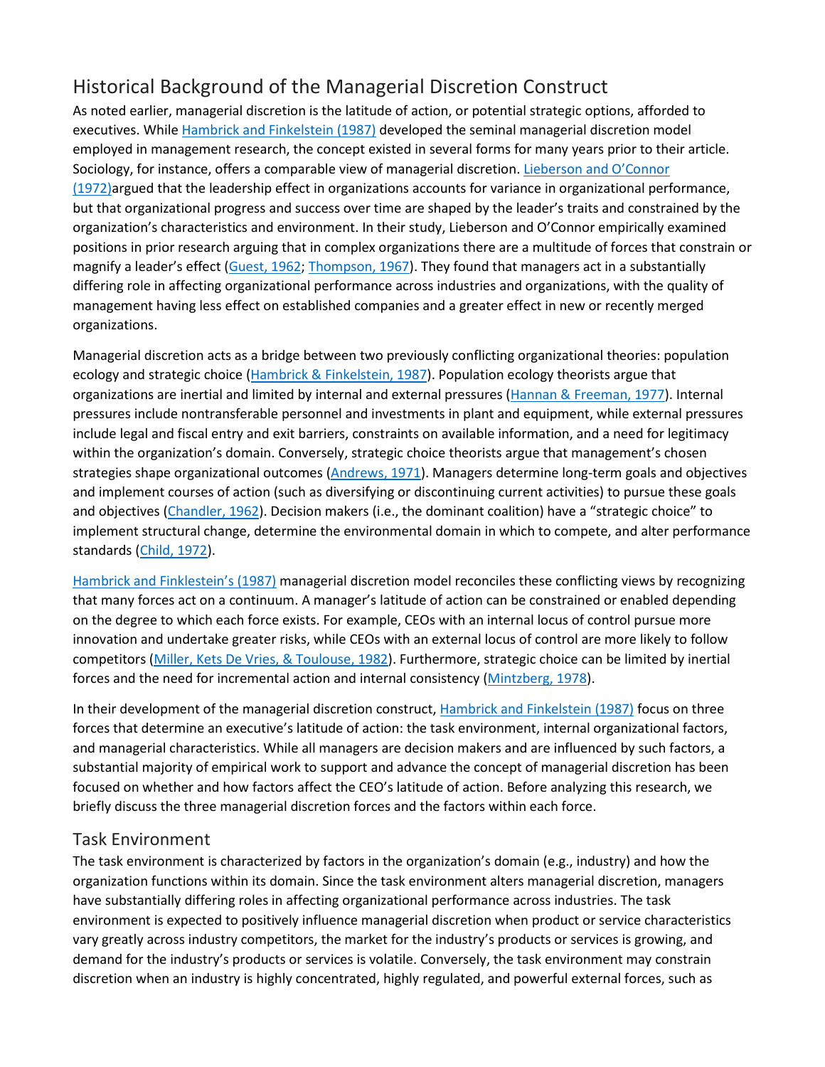## Historical Background of the Managerial Discretion Construct

As noted earlier, managerial discretion is the latitude of action, or potential strategic options, afforded to executives. While Hambrick and Finkelstein (1987) developed the seminal managerial discretion model employed in management research, the concept existed in several forms for many years prior to their article. Sociology, for instance, offers a comparable view of managerial discretion. Lieberson and O'Connor (1972)argued that the leadership effect in organizations accounts for variance in organizational performance, but that organizational progress and success over time are shaped by the leader's traits and constrained by the organization's characteristics and environment. In their study, Lieberson and O'Connor empirically examined positions in prior research arguing that in complex organizations there are a multitude of forces that constrain or magnify a leader's effect (Guest, 1962; Thompson, 1967). They found that managers act in a substantially differing role in affecting organizational performance across industries and organizations, with the quality of management having less effect on established companies and a greater effect in new or recently merged organizations.

Managerial discretion acts as a bridge between two previously conflicting organizational theories: population ecology and strategic choice (Hambrick & Finkelstein, 1987). Population ecology theorists argue that organizations are inertial and limited by internal and external pressures (Hannan & Freeman, 1977). Internal pressures include nontransferable personnel and investments in plant and equipment, while external pressures include legal and fiscal entry and exit barriers, constraints on available information, and a need for legitimacy within the organization's domain. Conversely, strategic choice theorists argue that management's chosen strategies shape organizational outcomes (Andrews, 1971). Managers determine long-term goals and objectives and implement courses of action (such as diversifying or discontinuing current activities) to pursue these goals and objectives (Chandler, 1962). Decision makers (i.e., the dominant coalition) have a "strategic choice" to implement structural change, determine the environmental domain in which to compete, and alter performance standards (Child, 1972).

Hambrick and Finklestein's (1987) managerial discretion model reconciles these conflicting views by recognizing that many forces act on a continuum. A manager's latitude of action can be constrained or enabled depending on the degree to which each force exists. For example, CEOs with an internal locus of control pursue more innovation and undertake greater risks, while CEOs with an external locus of control are more likely to follow competitors (Miller, Kets De Vries, & Toulouse, 1982). Furthermore, strategic choice can be limited by inertial forces and the need for incremental action and internal consistency (Mintzberg, 1978).

In their development of the managerial discretion construct, Hambrick and Finkelstein (1987) focus on three forces that determine an executive's latitude of action: the task environment, internal organizational factors, and managerial characteristics. While all managers are decision makers and are influenced by such factors, a substantial majority of empirical work to support and advance the concept of managerial discretion has been focused on whether and how factors affect the CEO's latitude of action. Before analyzing this research, we briefly discuss the three managerial discretion forces and the factors within each force.

### Task Environment

The task environment is characterized by factors in the organization's domain (e.g., industry) and how the organization functions within its domain. Since the task environment alters managerial discretion, managers have substantially differing roles in affecting organizational performance across industries. The task environment is expected to positively influence managerial discretion when product or service characteristics vary greatly across industry competitors, the market for the industry's products or services is growing, and demand for the industry's products or services is volatile. Conversely, the task environment may constrain discretion when an industry is highly concentrated, highly regulated, and powerful external forces, such as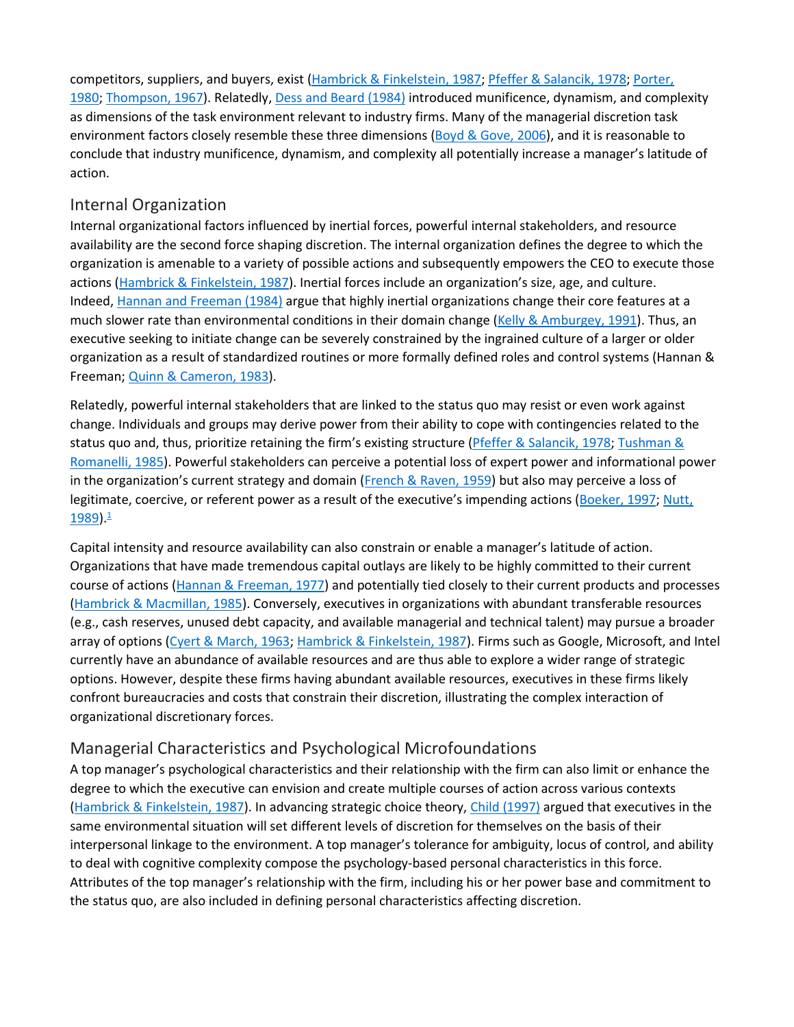competitors, suppliers, and buyers, exist (Hambrick & Finkelstein, 1987; Pfeffer & Salancik, 1978; Porter, 1980; Thompson, 1967). Relatedly, Dess and Beard (1984) introduced munificence, dynamism, and complexity as dimensions of the task environment relevant to industry firms. Many of the managerial discretion task environment factors closely resemble these three dimensions (Boyd & Gove, 2006), and it is reasonable to conclude that industry munificence, dynamism, and complexity all potentially increase a manager's latitude of action.

## Internal Organization

Internal organizational factors influenced by inertial forces, powerful internal stakeholders, and resource availability are the second force shaping discretion. The internal organization defines the degree to which the organization is amenable to a variety of possible actions and subsequently empowers the CEO to execute those actions (Hambrick & Finkelstein, 1987). Inertial forces include an organization's size, age, and culture. Indeed, Hannan and Freeman (1984) argue that highly inertial organizations change their core features at a much slower rate than environmental conditions in their domain change (Kelly & Amburgey, 1991). Thus, an executive seeking to initiate change can be severely constrained by the ingrained culture of a larger or older organization as a result of standardized routines or more formally defined roles and control systems (Hannan & Freeman; Quinn & Cameron, 1983).

Relatedly, powerful internal stakeholders that are linked to the status quo may resist or even work against change. Individuals and groups may derive power from their ability to cope with contingencies related to the status quo and, thus, prioritize retaining the firm's existing structure (Pfeffer & Salancik, 1978; Tushman & Romanelli, 1985). Powerful stakeholders can perceive a potential loss of expert power and informational power in the organization's current strategy and domain (French & Raven, 1959) but also may perceive a loss of legitimate, coercive, or referent power as a result of the executive's impending actions (Boeker, 1997; Nutt, 1989).[1]

Capital intensity and resource availability can also constrain or enable a manager's latitude of action. Organizations that have made tremendous capital outlays are likely to be highly committed to their current course of actions (Hannan & Freeman, 1977) and potentially tied closely to their current products and processes (Hambrick & Macmillan, 1985). Conversely, executives in organizations with abundant transferable resources (e.g., cash reserves, unused debt capacity, and available managerial and technical talent) may pursue a broader array of options (Cyert & March, 1963; Hambrick & Finkelstein, 1987). Firms such as Google, Microsoft, and Intel currently have an abundance of available resources and are thus able to explore a wider range of strategic options. However, despite these firms having abundant available resources, executives in these firms likely confront bureaucracies and costs that constrain their discretion, illustrating the complex interaction of organizational discretionary forces.

## Managerial Characteristics and Psychological Microfoundations

A top manager's psychological characteristics and their relationship with the firm can also limit or enhance the degree to which the executive can envision and create multiple courses of action across various contexts (Hambrick & Finkelstein, 1987). In advancing strategic choice theory, Child (1997) argued that executives in the same environmental situation will set different levels of discretion for themselves on the basis of their interpersonal linkage to the environment. A top manager's tolerance for ambiguity, locus of control, and ability to deal with cognitive complexity compose the psychology-based personal characteristics in this force. Attributes of the top manager's relationship with the firm, including his or her power base and commitment to the status quo, are also included in defining personal characteristics affecting discretion.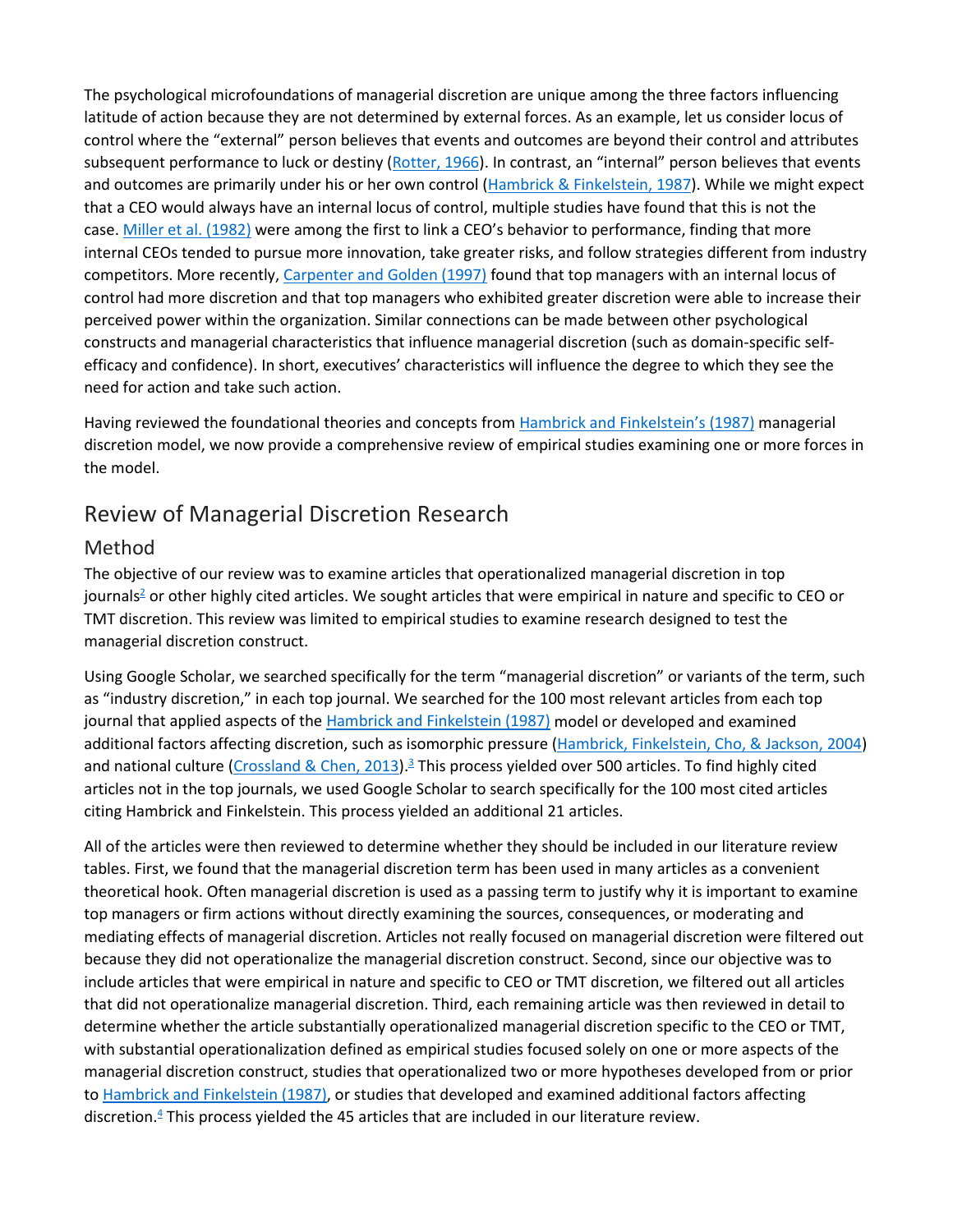The psychological microfoundations of managerial discretion are unique among the three factors influencing latitude of action because they are not determined by external forces. As an example, let us consider locus of control where the "external" person believes that events and outcomes are beyond their control and attributes subsequent performance to luck or destiny (Rotter, 1966). In contrast, an "internal" person believes that events and outcomes are primarily under his or her own control (Hambrick & Finkelstein, 1987). While we might expect that a CEO would always have an internal locus of control, multiple studies have found that this is not the case. Miller et al. (1982) were among the first to link a CEO's behavior to performance, finding that more internal CEOs tended to pursue more innovation, take greater risks, and follow strategies different from industry competitors. More recently, Carpenter and Golden (1997) found that top managers with an internal locus of control had more discretion and that top managers who exhibited greater discretion were able to increase their perceived power within the organization. Similar connections can be made between other psychological constructs and managerial characteristics that influence managerial discretion (such as domain-specific self-efficacy and confidence). In short, executives' characteristics will influence the degree to which they see the need for action and take such action.

Having reviewed the foundational theories and concepts from Hambrick and Finkelstein's (1987) managerial discretion model, we now provide a comprehensive review of empirical studies examining one or more forces in the model.

## Review of Managerial Discretion Research

### Method

The objective of our review was to examine articles that operationalized managerial discretion in top journals[2] or other highly cited articles. We sought articles that were empirical in nature and specific to CEO or TMT discretion. This review was limited to empirical studies to examine research designed to test the managerial discretion construct.

Using Google Scholar, we searched specifically for the term "managerial discretion" or variants of the term, such as "industry discretion," in each top journal. We searched for the 100 most relevant articles from each top journal that applied aspects of the Hambrick and Finkelstein (1987) model or developed and examined additional factors affecting discretion, such as isomorphic pressure (Hambrick, Finkelstein, Cho, & Jackson, 2004) and national culture (Crossland & Chen, 2013).[3] This process yielded over 500 articles. To find highly cited articles not in the top journals, we used Google Scholar to search specifically for the 100 most cited articles citing Hambrick and Finkelstein. This process yielded an additional 21 articles.

All of the articles were then reviewed to determine whether they should be included in our literature review tables. First, we found that the managerial discretion term has been used in many articles as a convenient theoretical hook. Often managerial discretion is used as a passing term to justify why it is important to examine top managers or firm actions without directly examining the sources, consequences, or moderating and mediating effects of managerial discretion. Articles not really focused on managerial discretion were filtered out because they did not operationalize the managerial discretion construct. Second, since our objective was to include articles that were empirical in nature and specific to CEO or TMT discretion, we filtered out all articles that did not operationalize managerial discretion. Third, each remaining article was then reviewed in detail to determine whether the article substantially operationalized managerial discretion specific to the CEO or TMT, with substantial operationalization defined as empirical studies focused solely on one or more aspects of the managerial discretion construct, studies that operationalized two or more hypotheses developed from or prior to Hambrick and Finkelstein (1987), or studies that developed and examined additional factors affecting discretion.[4] This process yielded the 45 articles that are included in our literature review.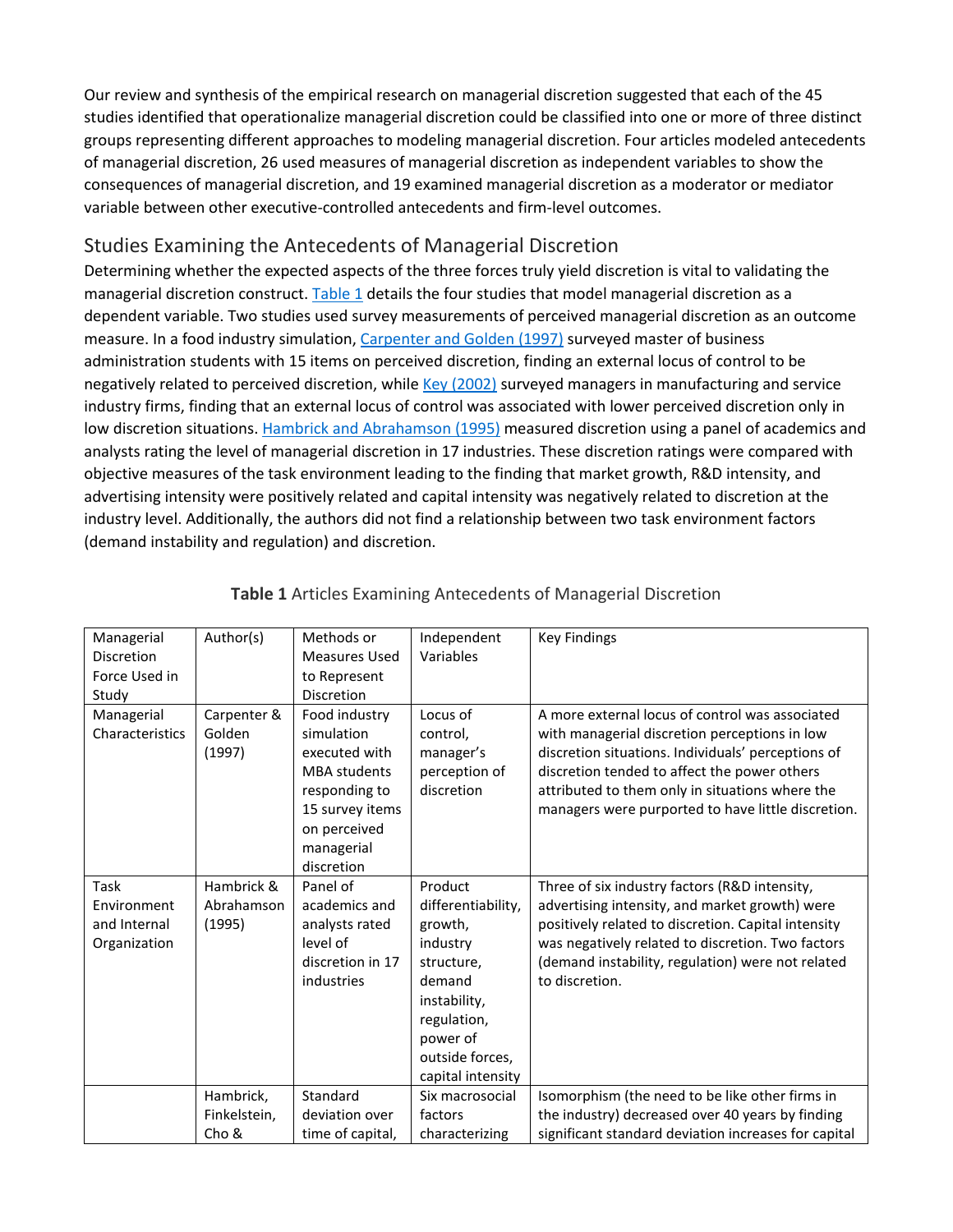Our review and synthesis of the empirical research on managerial discretion suggested that each of the 45 studies identified that operationalize managerial discretion could be classified into one or more of three distinct groups representing different approaches to modeling managerial discretion. Four articles modeled antecedents of managerial discretion, 26 used measures of managerial discretion as independent variables to show the consequences of managerial discretion, and 19 examined managerial discretion as a moderator or mediator variable between other executive-controlled antecedents and firm-level outcomes.

## Studies Examining the Antecedents of Managerial Discretion

Determining whether the expected aspects of the three forces truly yield discretion is vital to validating the managerial discretion construct. Table 1 details the four studies that model managerial discretion as a dependent variable. Two studies used survey measurements of perceived managerial discretion as an outcome measure. In a food industry simulation, Carpenter and Golden (1997) surveyed master of business administration students with 15 items on perceived discretion, finding an external locus of control to be negatively related to perceived discretion, while Key (2002) surveyed managers in manufacturing and service industry firms, finding that an external locus of control was associated with lower perceived discretion only in low discretion situations. Hambrick and Abrahamson (1995) measured discretion using a panel of academics and analysts rating the level of managerial discretion in 17 industries. These discretion ratings were compared with objective measures of the task environment leading to the finding that market growth, R&D intensity, and advertising intensity were positively related and capital intensity was negatively related to discretion at the industry level. Additionally, the authors did not find a relationship between two task environment factors (demand instability and regulation) and discretion.

**Table 1** Articles Examining Antecedents of Managerial Discretion

| Managerial Discretion Force Used in Study | Author(s) | Methods or Measures Used to Represent Discretion | Independent Variables | Key Findings |
|---|---|---|---|---|
| Managerial Characteristics | Carpenter & Golden (1997) | Food industry simulation executed with MBA students responding to 15 survey items on perceived managerial discretion | Locus of control, manager's perception of discretion | A more external locus of control was associated with managerial discretion perceptions in low discretion situations. Individuals' perceptions of discretion tended to affect the power others attributed to them only in situations where the managers were purported to have little discretion. |
| Task Environment and Internal Organization | Hambrick & Abrahamson (1995) | Panel of academics and analysts rated level of discretion in 17 industries | Product differentiability, growth, industry structure, demand instability, regulation, power of outside forces, capital intensity | Three of six industry factors (R&D intensity, advertising intensity, and market growth) were positively related to discretion. Capital intensity was negatively related to discretion. Two factors (demand instability, regulation) were not related to discretion. |
| | Hambrick, Finkelstein, Cho & | Standard deviation over time of capital, | Six macrosocial factors characterizing | Isomorphism (the need to be like other firms in the industry) decreased over 40 years by finding significant standard deviation increases for capital |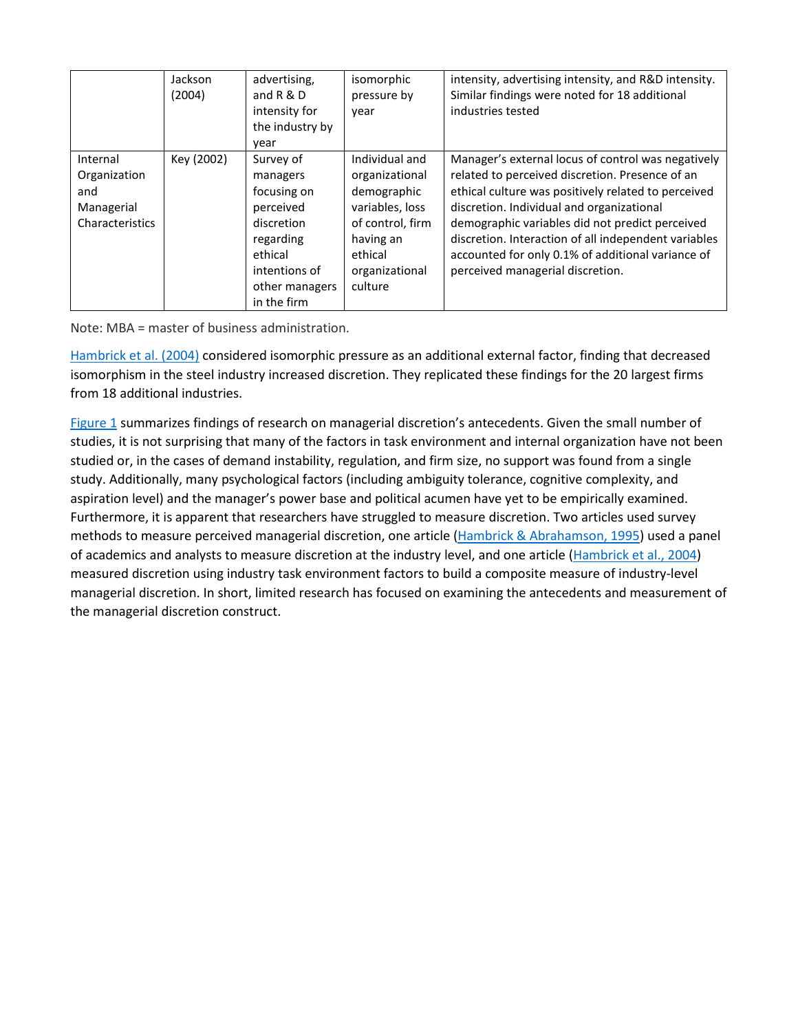| | Jackson (2004) | advertising, and R & D intensity for the industry by year | isomorphic pressure by year | intensity, advertising intensity, and R&D intensity. Similar findings were noted for 18 additional industries tested |
|---|---|---|---|---|
| Internal Organization and Managerial Characteristics | Key (2002) | Survey of managers focusing on perceived discretion regarding ethical intentions of other managers in the firm | Individual and organizational demographic variables, loss of control, firm having an ethical organizational culture | Manager's external locus of control was negatively related to perceived discretion. Presence of an ethical culture was positively related to perceived discretion. Individual and organizational demographic variables did not predict perceived discretion. Interaction of all independent variables accounted for only 0.1% of additional variance of perceived managerial discretion. |

Note: MBA = master of business administration.

Hambrick et al. (2004) considered isomorphic pressure as an additional external factor, finding that decreased isomorphism in the steel industry increased discretion. They replicated these findings for the 20 largest firms from 18 additional industries.

Figure 1 summarizes findings of research on managerial discretion's antecedents. Given the small number of studies, it is not surprising that many of the factors in task environment and internal organization have not been studied or, in the cases of demand instability, regulation, and firm size, no support was found from a single study. Additionally, many psychological factors (including ambiguity tolerance, cognitive complexity, and aspiration level) and the manager's power base and political acumen have yet to be empirically examined. Furthermore, it is apparent that researchers have struggled to measure discretion. Two articles used survey methods to measure perceived managerial discretion, one article (Hambrick & Abrahamson, 1995) used a panel of academics and analysts to measure discretion at the industry level, and one article (Hambrick et al., 2004) measured discretion using industry task environment factors to build a composite measure of industry-level managerial discretion. In short, limited research has focused on examining the antecedents and measurement of the managerial discretion construct.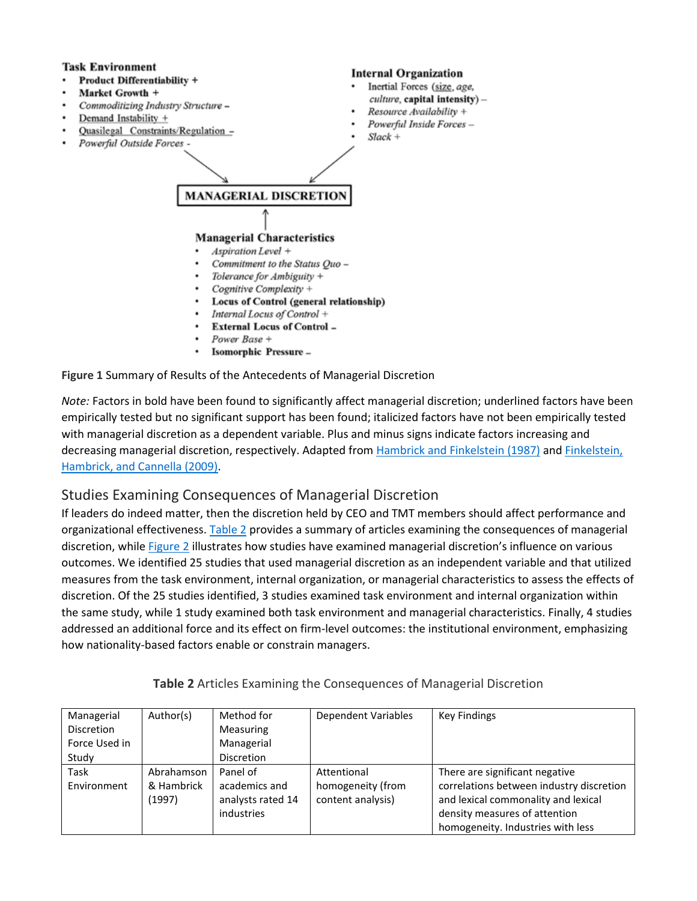**Task Environment**

- **Product Differentiability +**
- **Market Growth +**
- *Commoditizing Industry Structure –*
- Demand Instability +
- Quasilegal Constraints/Regulation –
- *Powerful Outside Forces -*

**Internal Organization**

- Inertial Forces (size, *age, culture*, **capital intensity**) –
- *Resource Availability +*
- *Powerful Inside Forces –*
- *Slack +*

**MANAGERIAL DISCRETION**

**Managerial Characteristics**

- *Aspiration Level +*
- *Commitment to the Status Quo –*
- *Tolerance for Ambiguity +*
- *Cognitive Complexity +*
- **Locus of Control (general relationship)**
- *Internal Locus of Control +*
- **External Locus of Control –**
- *Power Base +*
- **Isomorphic Pressure –**

**Figure 1** Summary of Results of the Antecedents of Managerial Discretion

*Note:* Factors in bold have been found to significantly affect managerial discretion; underlined factors have been empirically tested but no significant support has been found; italicized factors have not been empirically tested with managerial discretion as a dependent variable. Plus and minus signs indicate factors increasing and decreasing managerial discretion, respectively. Adapted from Hambrick and Finkelstein (1987) and Finkelstein, Hambrick, and Cannella (2009).

## Studies Examining Consequences of Managerial Discretion

If leaders do indeed matter, then the discretion held by CEO and TMT members should affect performance and organizational effectiveness. Table 2 provides a summary of articles examining the consequences of managerial discretion, while Figure 2 illustrates how studies have examined managerial discretion's influence on various outcomes. We identified 25 studies that used managerial discretion as an independent variable and that utilized measures from the task environment, internal organization, or managerial characteristics to assess the effects of discretion. Of the 25 studies identified, 3 studies examined task environment and internal organization within the same study, while 1 study examined both task environment and managerial characteristics. Finally, 4 studies addressed an additional force and its effect on firm-level outcomes: the institutional environment, emphasizing how nationality-based factors enable or constrain managers.

**Table 2** Articles Examining the Consequences of Managerial Discretion

| Managerial Discretion Force Used in Study | Author(s) | Method for Measuring Managerial Discretion | Dependent Variables | Key Findings |
|---|---|---|---|---|
| Task Environment | Abrahamson & Hambrick (1997) | Panel of academics and analysts rated 14 industries | Attentional homogeneity (from content analysis) | There are significant negative correlations between industry discretion and lexical commonality and lexical density measures of attention homogeneity. Industries with less |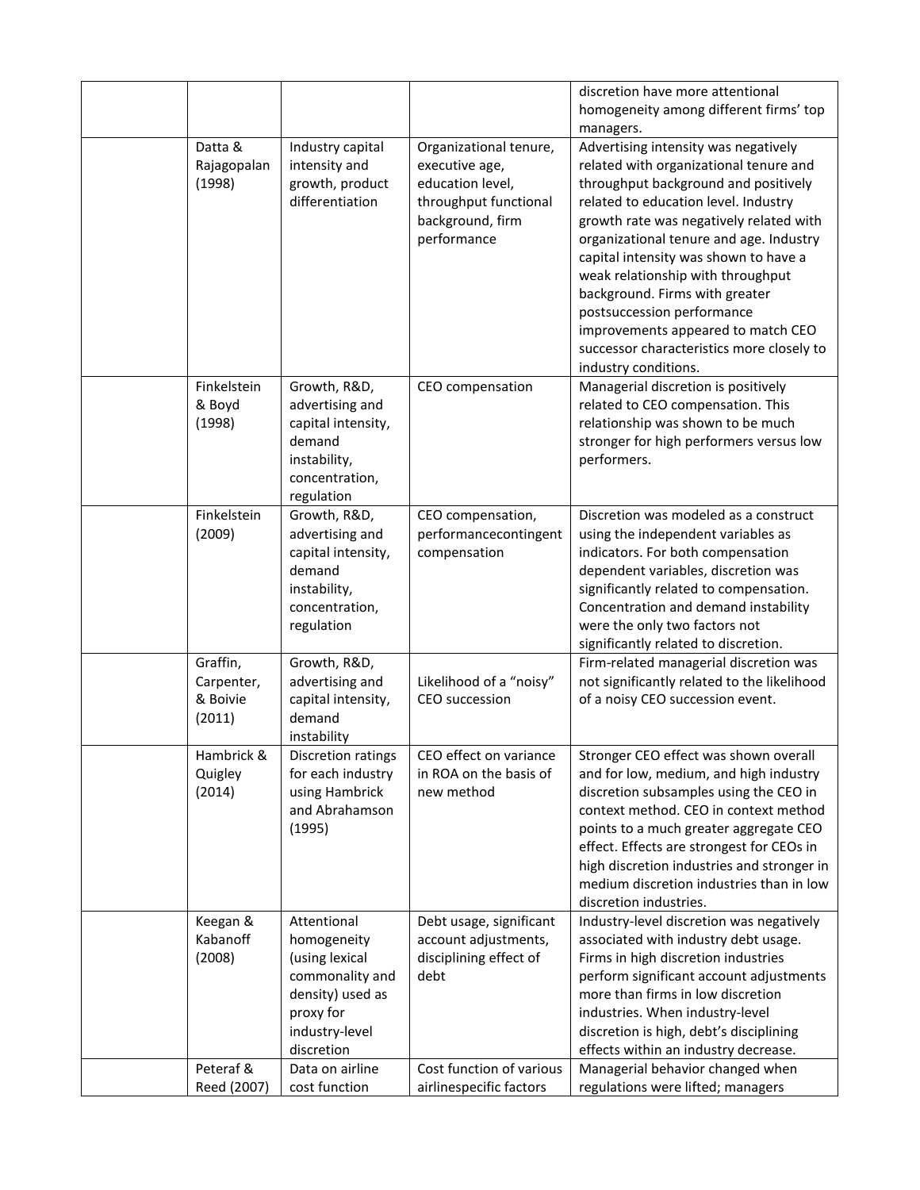| | | | | |
|---|---|---|---|---|
| | | | | discretion have more attentional homogeneity among different firms' top managers. |
| | Datta & Rajagopalan (1998) | Industry capital intensity and growth, product differentiation | Organizational tenure, executive age, education level, throughput functional background, firm performance | Advertising intensity was negatively related with organizational tenure and throughput background and positively related to education level. Industry growth rate was negatively related with organizational tenure and age. Industry capital intensity was shown to have a weak relationship with throughput background. Firms with greater postsuccession performance improvements appeared to match CEO successor characteristics more closely to industry conditions. |
| | Finkelstein & Boyd (1998) | Growth, R&D, advertising and capital intensity, demand instability, concentration, regulation | CEO compensation | Managerial discretion is positively related to CEO compensation. This relationship was shown to be much stronger for high performers versus low performers. |
| | Finkelstein (2009) | Growth, R&D, advertising and capital intensity, demand instability, concentration, regulation | CEO compensation, performancecontingent compensation | Discretion was modeled as a construct using the independent variables as indicators. For both compensation dependent variables, discretion was significantly related to compensation. Concentration and demand instability were the only two factors not significantly related to discretion. |
| | Graffin, Carpenter, & Boivie (2011) | Growth, R&D, advertising and capital intensity, demand instability | Likelihood of a "noisy" CEO succession | Firm-related managerial discretion was not significantly related to the likelihood of a noisy CEO succession event. |
| | Hambrick & Quigley (2014) | Discretion ratings for each industry using Hambrick and Abrahamson (1995) | CEO effect on variance in ROA on the basis of new method | Stronger CEO effect was shown overall and for low, medium, and high industry discretion subsamples using the CEO in context method. CEO in context method points to a much greater aggregate CEO effect. Effects are strongest for CEOs in high discretion industries and stronger in medium discretion industries than in low discretion industries. |
| | Keegan & Kabanoff (2008) | Attentional homogeneity (using lexical commonality and density) used as proxy for industry-level discretion | Debt usage, significant account adjustments, disciplining effect of debt | Industry-level discretion was negatively associated with industry debt usage. Firms in high discretion industries perform significant account adjustments more than firms in low discretion industries. When industry-level discretion is high, debt's disciplining effects within an industry decrease. |
| | Peteraf & Reed (2007) | Data on airline cost function | Cost function of various airlinespecific factors | Managerial behavior changed when regulations were lifted; managers |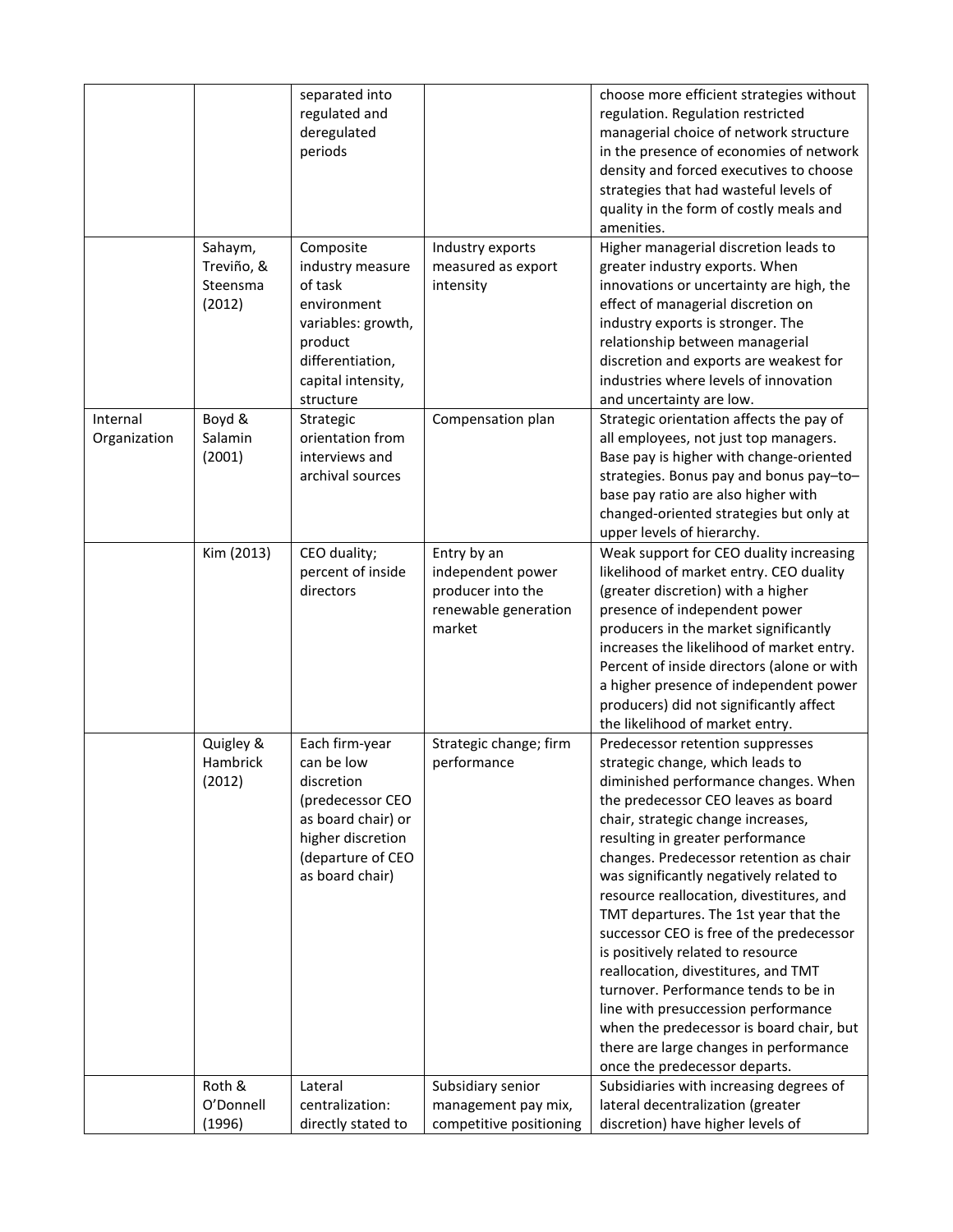| | | | | |
|---|---|---|---|---|
| | | separated into regulated and deregulated periods | | choose more efficient strategies without regulation. Regulation restricted managerial choice of network structure in the presence of economies of network density and forced executives to choose strategies that had wasteful levels of quality in the form of costly meals and amenities. |
| | Sahaym, Treviño, & Steensma (2012) | Composite industry measure of task environment variables: growth, product differentiation, capital intensity, structure | Industry exports measured as export intensity | Higher managerial discretion leads to greater industry exports. When innovations or uncertainty are high, the effect of managerial discretion on industry exports is stronger. The relationship between managerial discretion and exports are weakest for industries where levels of innovation and uncertainty are low. |
| Internal Organization | Boyd & Salamin (2001) | Strategic orientation from interviews and archival sources | Compensation plan | Strategic orientation affects the pay of all employees, not just top managers. Base pay is higher with change-oriented strategies. Bonus pay and bonus pay–to–base pay ratio are also higher with changed-oriented strategies but only at upper levels of hierarchy. |
| | Kim (2013) | CEO duality; percent of inside directors | Entry by an independent power producer into the renewable generation market | Weak support for CEO duality increasing likelihood of market entry. CEO duality (greater discretion) with a higher presence of independent power producers in the market significantly increases the likelihood of market entry. Percent of inside directors (alone or with a higher presence of independent power producers) did not significantly affect the likelihood of market entry. |
| | Quigley & Hambrick (2012) | Each firm-year can be low discretion (predecessor CEO as board chair) or higher discretion (departure of CEO as board chair) | Strategic change; firm performance | Predecessor retention suppresses strategic change, which leads to diminished performance changes. When the predecessor CEO leaves as board chair, strategic change increases, resulting in greater performance changes. Predecessor retention as chair was significantly negatively related to resource reallocation, divestitures, and TMT departures. The 1st year that the successor CEO is free of the predecessor is positively related to resource reallocation, divestitures, and TMT turnover. Performance tends to be in line with presuccession performance when the predecessor is board chair, but there are large changes in performance once the predecessor departs. |
| | Roth & O'Donnell (1996) | Lateral centralization: directly stated to | Subsidiary senior management pay mix, competitive positioning | Subsidiaries with increasing degrees of lateral decentralization (greater discretion) have higher levels of |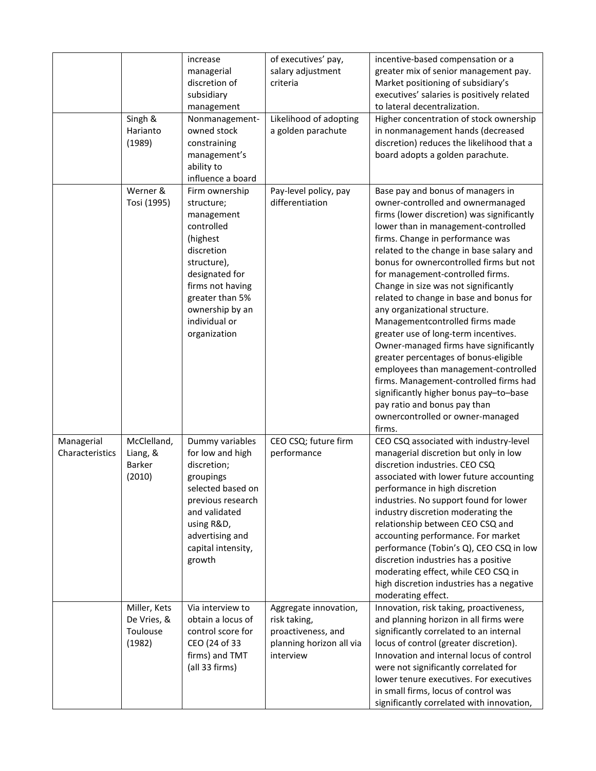| | | increase managerial discretion of subsidiary management | of executives' pay, salary adjustment criteria | incentive-based compensation or a greater mix of senior management pay. Market positioning of subsidiary's executives' salaries is positively related to lateral decentralization. |
|---|---|---|---|---|
| | Singh & Harianto (1989) | Nonmanagement-owned stock constraining management's ability to influence a board | Likelihood of adopting a golden parachute | Higher concentration of stock ownership in nonmanagement hands (decreased discretion) reduces the likelihood that a board adopts a golden parachute. |
| | Werner & Tosi (1995) | Firm ownership structure; management controlled (highest discretion structure), designated for firms not having greater than 5% ownership by an individual or organization | Pay-level policy, pay differentiation | Base pay and bonus of managers in owner-controlled and ownermanaged firms (lower discretion) was significantly lower than in management-controlled firms. Change in performance was related to the change in base salary and bonus for ownercontrolled firms but not for management-controlled firms. Change in size was not significantly related to change in base and bonus for any organizational structure. Managementcontrolled firms made greater use of long-term incentives. Owner-managed firms have significantly greater percentages of bonus-eligible employees than management-controlled firms. Management-controlled firms had significantly higher bonus pay–to–base pay ratio and bonus pay than ownercontrolled or owner-managed firms. |
| Managerial Characteristics | McClelland, Liang, & Barker (2010) | Dummy variables for low and high discretion; groupings selected based on previous research and validated using R&D, advertising and capital intensity, growth | CEO CSQ; future firm performance | CEO CSQ associated with industry-level managerial discretion but only in low discretion industries. CEO CSQ associated with lower future accounting performance in high discretion industries. No support found for lower industry discretion moderating the relationship between CEO CSQ and accounting performance. For market performance (Tobin's Q), CEO CSQ in low discretion industries has a positive moderating effect, while CEO CSQ in high discretion industries has a negative moderating effect. |
| | Miller, Kets De Vries, & Toulouse (1982) | Via interview to obtain a locus of control score for CEO (24 of 33 firms) and TMT (all 33 firms) | Aggregate innovation, risk taking, proactiveness, and planning horizon all via interview | Innovation, risk taking, proactiveness, and planning horizon in all firms were significantly correlated to an internal locus of control (greater discretion). Innovation and internal locus of control were not significantly correlated for lower tenure executives. For executives in small firms, locus of control was significantly correlated with innovation, |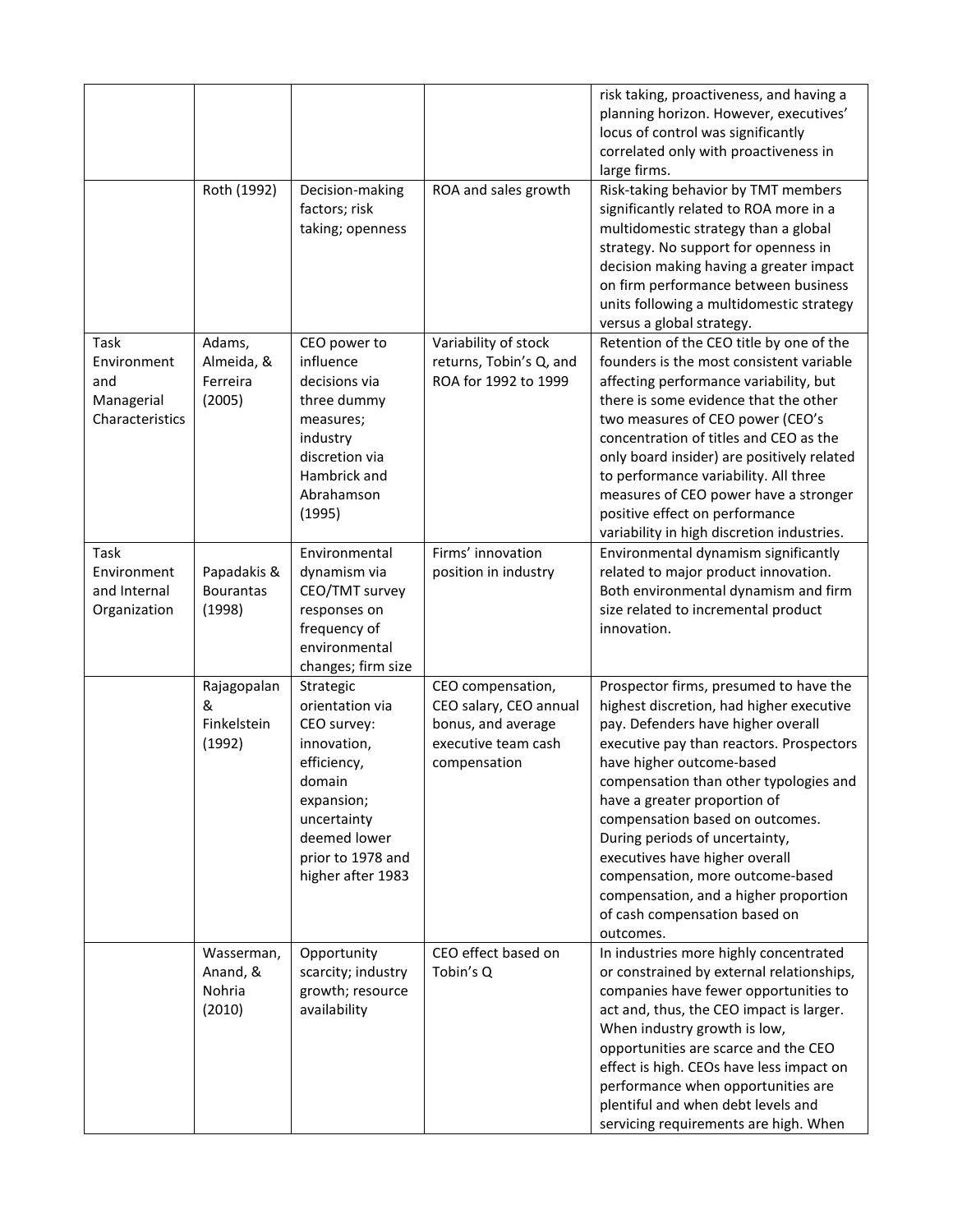| | | | | |
|---|---|---|---|---|
| | | | | risk taking, proactiveness, and having a planning horizon. However, executives' locus of control was significantly correlated only with proactiveness in large firms. |
| | Roth (1992) | Decision-making factors; risk taking; openness | ROA and sales growth | Risk-taking behavior by TMT members significantly related to ROA more in a multidomestic strategy than a global strategy. No support for openness in decision making having a greater impact on firm performance between business units following a multidomestic strategy versus a global strategy. |
| Task Environment and Managerial Characteristics | Adams, Almeida, & Ferreira (2005) | CEO power to influence decisions via three dummy measures; industry discretion via Hambrick and Abrahamson (1995) | Variability of stock returns, Tobin's Q, and ROA for 1992 to 1999 | Retention of the CEO title by one of the founders is the most consistent variable affecting performance variability, but there is some evidence that the other two measures of CEO power (CEO's concentration of titles and CEO as the only board insider) are positively related to performance variability. All three measures of CEO power have a stronger positive effect on performance variability in high discretion industries. |
| Task Environment and Internal Organization | Papadakis & Bourantas (1998) | Environmental dynamism via CEO/TMT survey responses on frequency of environmental changes; firm size | Firms' innovation position in industry | Environmental dynamism significantly related to major product innovation. Both environmental dynamism and firm size related to incremental product innovation. |
| | Rajagopalan & Finkelstein (1992) | Strategic orientation via CEO survey: innovation, efficiency, domain expansion; uncertainty deemed lower prior to 1978 and higher after 1983 | CEO compensation, CEO salary, CEO annual bonus, and average executive team cash compensation | Prospector firms, presumed to have the highest discretion, had higher executive pay. Defenders have higher overall executive pay than reactors. Prospectors have higher outcome-based compensation than other typologies and have a greater proportion of compensation based on outcomes. During periods of uncertainty, executives have higher overall compensation, more outcome-based compensation, and a higher proportion of cash compensation based on outcomes. |
| | Wasserman, Anand, & Nohria (2010) | Opportunity scarcity; industry growth; resource availability | CEO effect based on Tobin's Q | In industries more highly concentrated or constrained by external relationships, companies have fewer opportunities to act and, thus, the CEO impact is larger. When industry growth is low, opportunities are scarce and the CEO effect is high. CEOs have less impact on performance when opportunities are plentiful and when debt levels and servicing requirements are high. When |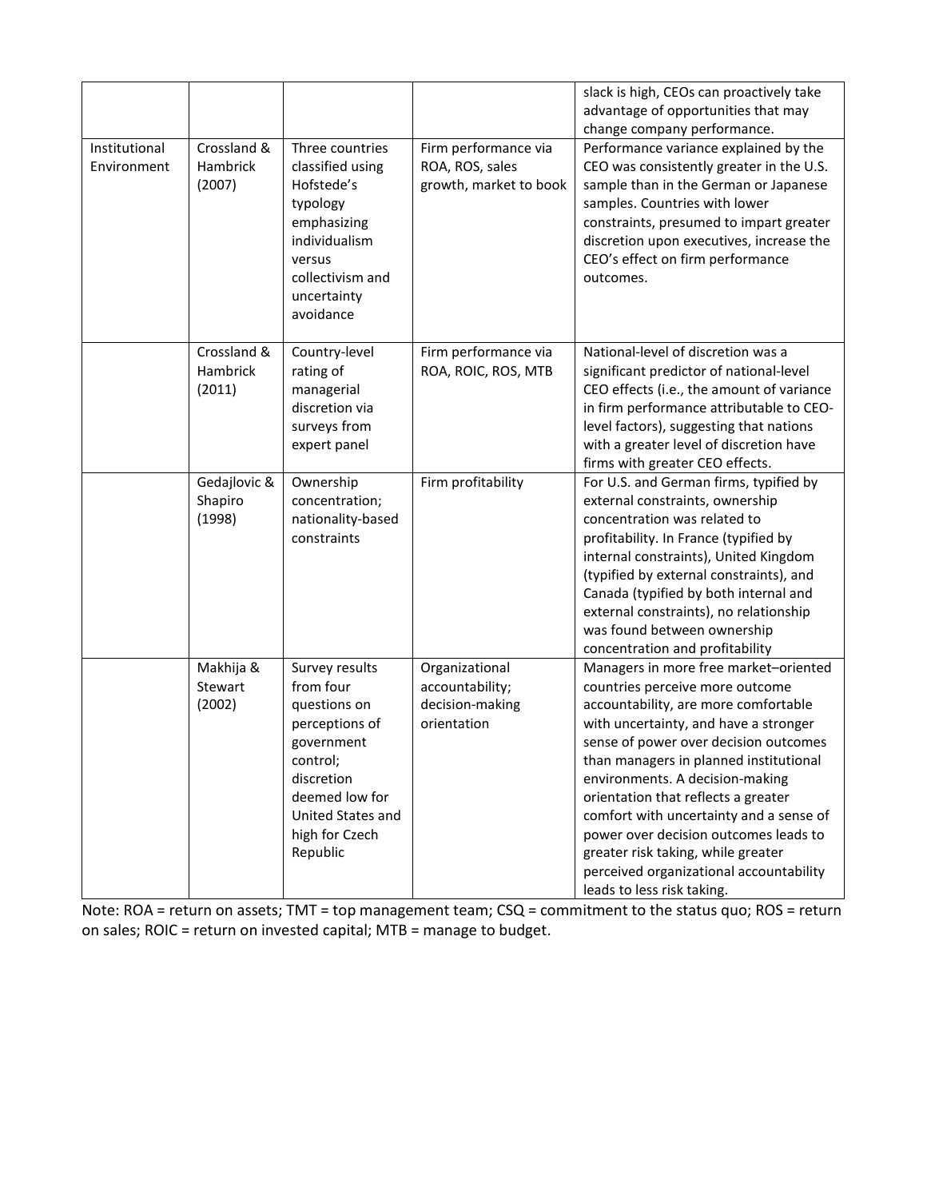| | | | | slack is high, CEOs can proactively take advantage of opportunities that may change company performance. |
|---|---|---|---|---|
| Institutional Environment | Crossland & Hambrick (2007) | Three countries classified using Hofstede's typology emphasizing individualism versus collectivism and uncertainty avoidance | Firm performance via ROA, ROS, sales growth, market to book | Performance variance explained by the CEO was consistently greater in the U.S. sample than in the German or Japanese samples. Countries with lower constraints, presumed to impart greater discretion upon executives, increase the CEO's effect on firm performance outcomes. |
| | Crossland & Hambrick (2011) | Country-level rating of managerial discretion via surveys from expert panel | Firm performance via ROA, ROIC, ROS, MTB | National-level of discretion was a significant predictor of national-level CEO effects (i.e., the amount of variance in firm performance attributable to CEO-level factors), suggesting that nations with a greater level of discretion have firms with greater CEO effects. |
| | Gedajlovic & Shapiro (1998) | Ownership concentration; nationality-based constraints | Firm profitability | For U.S. and German firms, typified by external constraints, ownership concentration was related to profitability. In France (typified by internal constraints), United Kingdom (typified by external constraints), and Canada (typified by both internal and external constraints), no relationship was found between ownership concentration and profitability |
| | Makhija & Stewart (2002) | Survey results from four questions on perceptions of government control; discretion deemed low for United States and high for Czech Republic | Organizational accountability; decision-making orientation | Managers in more free market–oriented countries perceive more outcome accountability, are more comfortable with uncertainty, and have a stronger sense of power over decision outcomes than managers in planned institutional environments. A decision-making orientation that reflects a greater comfort with uncertainty and a sense of power over decision outcomes leads to greater risk taking, while greater perceived organizational accountability leads to less risk taking. |

Note: ROA = return on assets; TMT = top management team; CSQ = commitment to the status quo; ROS = return on sales; ROIC = return on invested capital; MTB = manage to budget.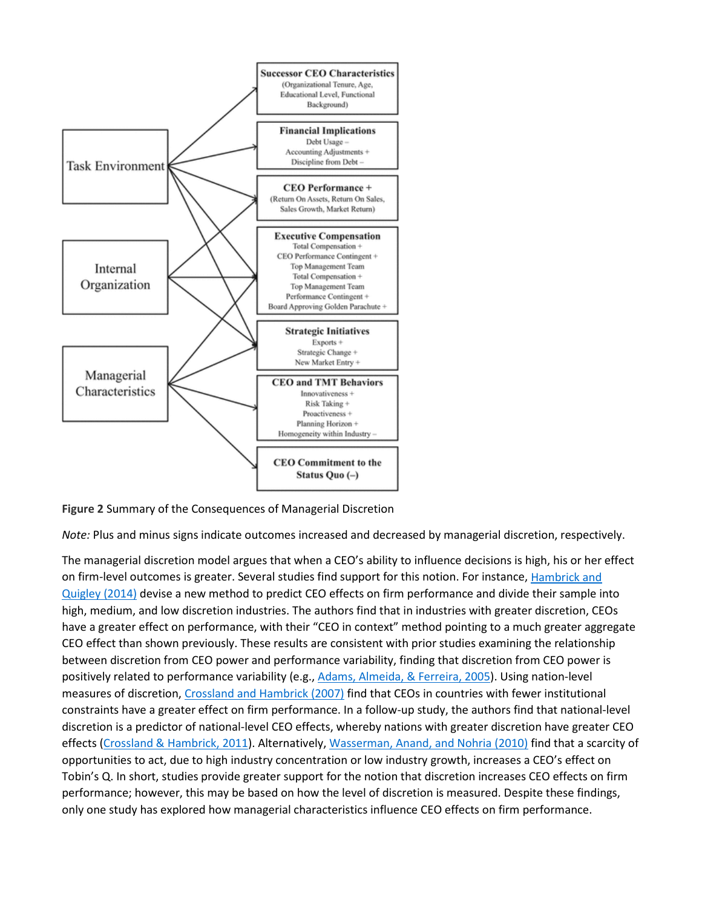Successor CEO Characteristics (Organizational Tenure, Age, Educational Level, Functional Background)

Financial Implications
Debt Usage –
Accounting Adjustments +
Discipline from Debt –

CEO Performance + (Return On Assets, Return On Sales, Sales Growth, Market Return)

Executive Compensation
Total Compensation +
CEO Performance Contingent +
Top Management Team Total Compensation +
Top Management Team Performance Contingent +
Board Approving Golden Parachute +

Strategic Initiatives
Exports +
Strategic Change +
New Market Entry +

CEO and TMT Behaviors
Innovativeness +
Risk Taking +
Proactiveness +
Planning Horizon +
Homogeneity within Industry –

CEO Commitment to the Status Quo (–)

Task Environment

Internal Organization

Managerial Characteristics

**Figure 2** Summary of the Consequences of Managerial Discretion

*Note:* Plus and minus signs indicate outcomes increased and decreased by managerial discretion, respectively.

The managerial discretion model argues that when a CEO's ability to influence decisions is high, his or her effect on firm-level outcomes is greater. Several studies find support for this notion. For instance, Hambrick and Quigley (2014) devise a new method to predict CEO effects on firm performance and divide their sample into high, medium, and low discretion industries. The authors find that in industries with greater discretion, CEOs have a greater effect on performance, with their "CEO in context" method pointing to a much greater aggregate CEO effect than shown previously. These results are consistent with prior studies examining the relationship between discretion from CEO power and performance variability, finding that discretion from CEO power is positively related to performance variability (e.g., Adams, Almeida, & Ferreira, 2005). Using nation-level measures of discretion, Crossland and Hambrick (2007) find that CEOs in countries with fewer institutional constraints have a greater effect on firm performance. In a follow-up study, the authors find that national-level discretion is a predictor of national-level CEO effects, whereby nations with greater discretion have greater CEO effects (Crossland & Hambrick, 2011). Alternatively, Wasserman, Anand, and Nohria (2010) find that a scarcity of opportunities to act, due to high industry concentration or low industry growth, increases a CEO's effect on Tobin's Q. In short, studies provide greater support for the notion that discretion increases CEO effects on firm performance; however, this may be based on how the level of discretion is measured. Despite these findings, only one study has explored how managerial characteristics influence CEO effects on firm performance.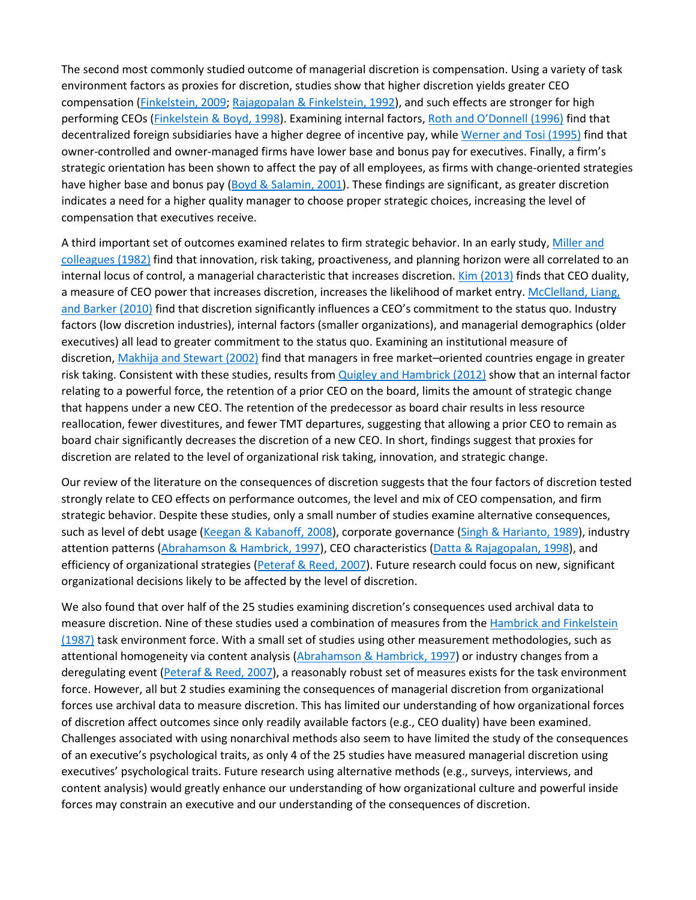The second most commonly studied outcome of managerial discretion is compensation. Using a variety of task environment factors as proxies for discretion, studies show that higher discretion yields greater CEO compensation (Finkelstein, 2009; Rajagopalan & Finkelstein, 1992), and such effects are stronger for high performing CEOs (Finkelstein & Boyd, 1998). Examining internal factors, Roth and O'Donnell (1996) find that decentralized foreign subsidiaries have a higher degree of incentive pay, while Werner and Tosi (1995) find that owner-controlled and owner-managed firms have lower base and bonus pay for executives. Finally, a firm's strategic orientation has been shown to affect the pay of all employees, as firms with change-oriented strategies have higher base and bonus pay (Boyd & Salamin, 2001). These findings are significant, as greater discretion indicates a need for a higher quality manager to choose proper strategic choices, increasing the level of compensation that executives receive.

A third important set of outcomes examined relates to firm strategic behavior. In an early study, Miller and colleagues (1982) find that innovation, risk taking, proactiveness, and planning horizon were all correlated to an internal locus of control, a managerial characteristic that increases discretion. Kim (2013) finds that CEO duality, a measure of CEO power that increases discretion, increases the likelihood of market entry. McClelland, Liang, and Barker (2010) find that discretion significantly influences a CEO's commitment to the status quo. Industry factors (low discretion industries), internal factors (smaller organizations), and managerial demographics (older executives) all lead to greater commitment to the status quo. Examining an institutional measure of discretion, Makhija and Stewart (2002) find that managers in free market–oriented countries engage in greater risk taking. Consistent with these studies, results from Quigley and Hambrick (2012) show that an internal factor relating to a powerful force, the retention of a prior CEO on the board, limits the amount of strategic change that happens under a new CEO. The retention of the predecessor as board chair results in less resource reallocation, fewer divestitures, and fewer TMT departures, suggesting that allowing a prior CEO to remain as board chair significantly decreases the discretion of a new CEO. In short, findings suggest that proxies for discretion are related to the level of organizational risk taking, innovation, and strategic change.

Our review of the literature on the consequences of discretion suggests that the four factors of discretion tested strongly relate to CEO effects on performance outcomes, the level and mix of CEO compensation, and firm strategic behavior. Despite these studies, only a small number of studies examine alternative consequences, such as level of debt usage (Keegan & Kabanoff, 2008), corporate governance (Singh & Harianto, 1989), industry attention patterns (Abrahamson & Hambrick, 1997), CEO characteristics (Datta & Rajagopalan, 1998), and efficiency of organizational strategies (Peteraf & Reed, 2007). Future research could focus on new, significant organizational decisions likely to be affected by the level of discretion.

We also found that over half of the 25 studies examining discretion's consequences used archival data to measure discretion. Nine of these studies used a combination of measures from the Hambrick and Finkelstein (1987) task environment force. With a small set of studies using other measurement methodologies, such as attentional homogeneity via content analysis (Abrahamson & Hambrick, 1997) or industry changes from a deregulating event (Peteraf & Reed, 2007), a reasonably robust set of measures exists for the task environment force. However, all but 2 studies examining the consequences of managerial discretion from organizational forces use archival data to measure discretion. This has limited our understanding of how organizational forces of discretion affect outcomes since only readily available factors (e.g., CEO duality) have been examined. Challenges associated with using nonarchival methods also seem to have limited the study of the consequences of an executive's psychological traits, as only 4 of the 25 studies have measured managerial discretion using executives' psychological traits. Future research using alternative methods (e.g., surveys, interviews, and content analysis) would greatly enhance our understanding of how organizational culture and powerful inside forces may constrain an executive and our understanding of the consequences of discretion.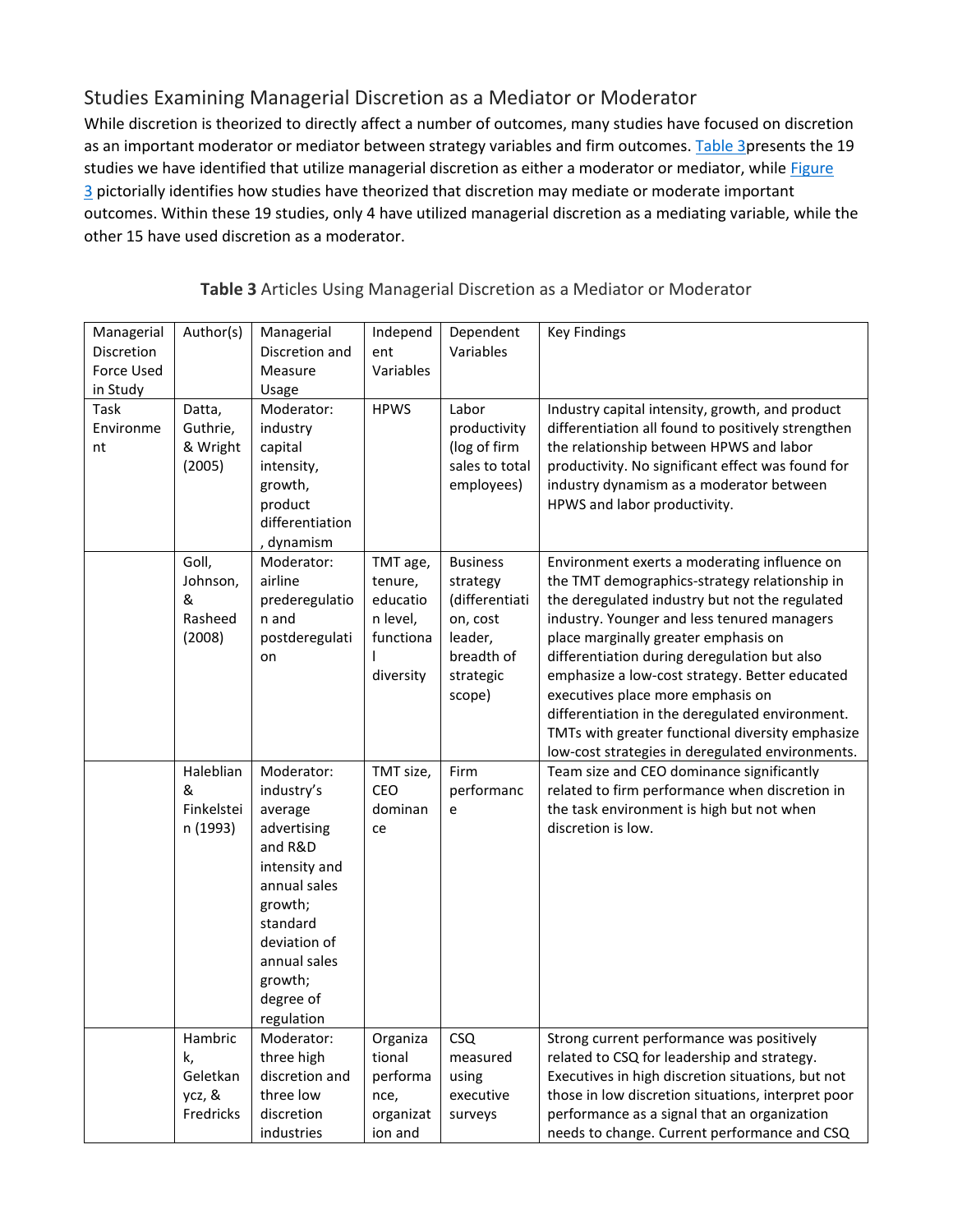## Studies Examining Managerial Discretion as a Mediator or Moderator

While discretion is theorized to directly affect a number of outcomes, many studies have focused on discretion as an important moderator or mediator between strategy variables and firm outcomes. Table 3presents the 19 studies we have identified that utilize managerial discretion as either a moderator or mediator, while Figure 3 pictorially identifies how studies have theorized that discretion may mediate or moderate important outcomes. Within these 19 studies, only 4 have utilized managerial discretion as a mediating variable, while the other 15 have used discretion as a moderator.

**Table 3** Articles Using Managerial Discretion as a Mediator or Moderator

| Managerial Discretion Force Used in Study | Author(s) | Managerial Discretion and Measure Usage | Independent Variables | Dependent Variables | Key Findings |
|---|---|---|---|---|---|
| Task Environment | Datta, Guthrie, & Wright (2005) | Moderator: industry capital intensity, growth, product differentiation, dynamism | HPWS | Labor productivity (log of firm sales to total employees) | Industry capital intensity, growth, and product differentiation all found to positively strengthen the relationship between HPWS and labor productivity. No significant effect was found for industry dynamism as a moderator between HPWS and labor productivity. |
| | Goll, Johnson, & Rasheed (2008) | Moderator: airline prederegulation and postderegulation | TMT age, tenure, education level, functional diversity | Business strategy (differentiation, cost leader, breadth of strategic scope) | Environment exerts a moderating influence on the TMT demographics-strategy relationship in the deregulated industry but not the regulated industry. Younger and less tenured managers place marginally greater emphasis on differentiation during deregulation but also emphasize a low-cost strategy. Better educated executives place more emphasis on differentiation in the deregulated environment. TMTs with greater functional diversity emphasize low-cost strategies in deregulated environments. |
| | Haleblian & Finkelstein (1993) | Moderator: industry's average advertising and R&D intensity and annual sales growth; standard deviation of annual sales growth; degree of regulation | TMT size, CEO dominance | Firm performance | Team size and CEO dominance significantly related to firm performance when discretion in the task environment is high but not when discretion is low. |
| | Hambrick, Geletkanycz, & Fredricks | Moderator: three high discretion and three low discretion industries | Organizational performance, organization and | CSQ measured using executive surveys | Strong current performance was positively related to CSQ for leadership and strategy. Executives in high discretion situations, but not those in low discretion situations, interpret poor performance as a signal that an organization needs to change. Current performance and CSQ |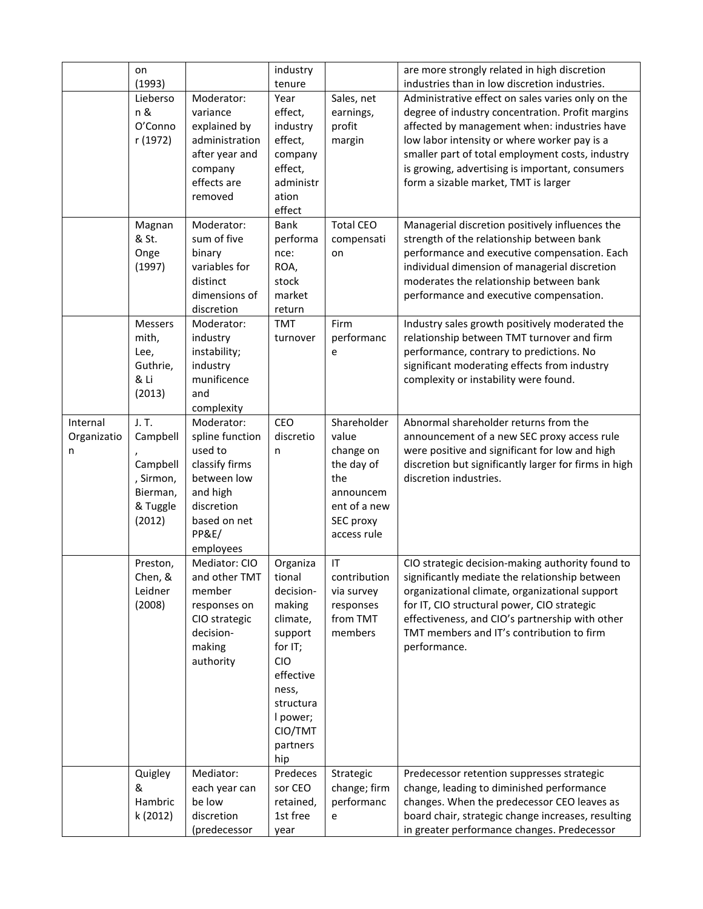| | | | | | |
|---|---|---|---|---|---|
| | on (1993) | | industry tenure | | are more strongly related in high discretion industries than in low discretion industries. |
| | Lieberson & O'Connor (1972) | Moderator: variance explained by administration after year and company effects are removed | Year effect, industry effect, company effect, administration effect | Sales, net earnings, profit margin | Administrative effect on sales varies only on the degree of industry concentration. Profit margins affected by management when: industries have low labor intensity or where worker pay is a smaller part of total employment costs, industry is growing, advertising is important, consumers form a sizable market, TMT is larger |
| | Magnan & St. Onge (1997) | Moderator: sum of five binary variables for distinct dimensions of discretion | Bank performance: ROA, stock market return | Total CEO compensation | Managerial discretion positively influences the strength of the relationship between bank performance and executive compensation. Each individual dimension of managerial discretion moderates the relationship between bank performance and executive compensation. |
| | Messersmith, Lee, Guthrie, & Li (2013) | Moderator: industry instability; industry munificence and complexity | TMT turnover | Firm performance | Industry sales growth positively moderated the relationship between TMT turnover and firm performance, contrary to predictions. No significant moderating effects from industry complexity or instability were found. |
| Internal Organization | J. T. Campbell, Campbell, Sirmon, Bierman, & Tuggle (2012) | Moderator: spline function used to classify firms between low and high discretion based on net PP&E/ employees | CEO discretion | Shareholder value change on the day of the announcement of a new SEC proxy access rule | Abnormal shareholder returns from the announcement of a new SEC proxy access rule were positive and significant for low and high discretion but significantly larger for firms in high discretion industries. |
| | Preston, Chen, & Leidner (2008) | Mediator: CIO and other TMT member responses on CIO strategic decision-making authority | Organizational decision-making climate, support for IT; CIO effectiveness, structural power; CIO/TMT partnership | IT contribution via survey responses from TMT members | CIO strategic decision-making authority found to significantly mediate the relationship between organizational climate, organizational support for IT, CIO structural power, CIO strategic effectiveness, and CIO's partnership with other TMT members and IT's contribution to firm performance. |
| | Quigley & Hambrick (2012) | Mediator: each year can be low discretion (predecessor | Predecessor CEO retained, 1st free year | Strategic change; firm performance | Predecessor retention suppresses strategic change, leading to diminished performance changes. When the predecessor CEO leaves as board chair, strategic change increases, resulting in greater performance changes. Predecessor |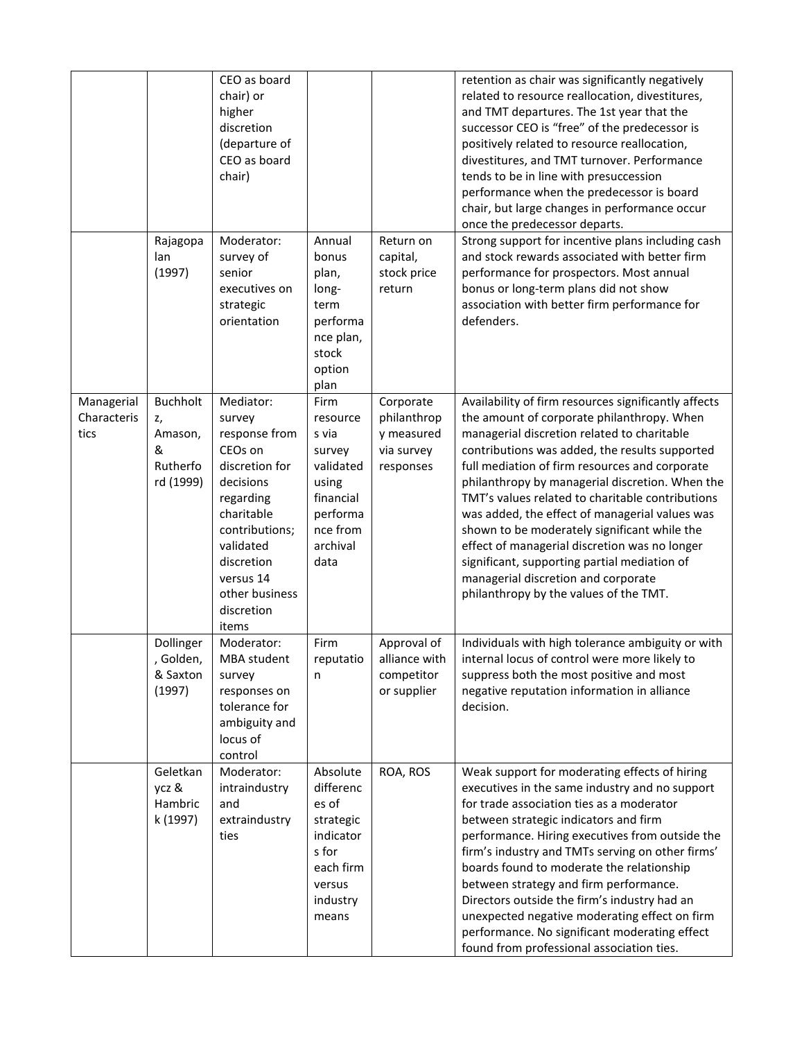| | | | | | |
|---|---|---|---|---|---|
| | | CEO as board chair) or higher discretion (departure of CEO as board chair) | | | retention as chair was significantly negatively related to resource reallocation, divestitures, and TMT departures. The 1st year that the successor CEO is "free" of the predecessor is positively related to resource reallocation, divestitures, and TMT turnover. Performance tends to be in line with presuccession performance when the predecessor is board chair, but large changes in performance occur once the predecessor departs. |
| | Rajagopalan (1997) | Moderator: survey of senior executives on strategic orientation | Annual bonus plan, long-term performance plan, stock option plan | Return on capital, stock price return | Strong support for incentive plans including cash and stock rewards associated with better firm performance for prospectors. Most annual bonus or long-term plans did not show association with better firm performance for defenders. |
| Managerial Characteristics | Buchholtz, Amason, & Rutherford (1999) | Mediator: survey response from CEOs on discretion for decisions regarding charitable contributions; validated discretion versus 14 other business discretion items | Firm resources via survey validated using financial performance from archival data | Corporate philanthropy measured via survey responses | Availability of firm resources significantly affects the amount of corporate philanthropy. When managerial discretion related to charitable contributions was added, the results supported full mediation of firm resources and corporate philanthropy by managerial discretion. When the TMT's values related to charitable contributions was added, the effect of managerial values was shown to be moderately significant while the effect of managerial discretion was no longer significant, supporting partial mediation of managerial discretion and corporate philanthropy by the values of the TMT. |
| | Dollinger, Golden, & Saxton (1997) | Moderator: MBA student survey responses on tolerance for ambiguity and locus of control | Firm reputation | Approval of alliance with competitor or supplier | Individuals with high tolerance ambiguity or with internal locus of control were more likely to suppress both the most positive and most negative reputation information in alliance decision. |
| | Geletkanycz & Hambrick (1997) | Moderator: intraindustry and extraindustry ties | Absolute differences of strategic indicators for each firm versus industry means | ROA, ROS | Weak support for moderating effects of hiring executives in the same industry and no support for trade association ties as a moderator between strategic indicators and firm performance. Hiring executives from outside the firm's industry and TMTs serving on other firms' boards found to moderate the relationship between strategy and firm performance. Directors outside the firm's industry had an unexpected negative moderating effect on firm performance. No significant moderating effect found from professional association ties. |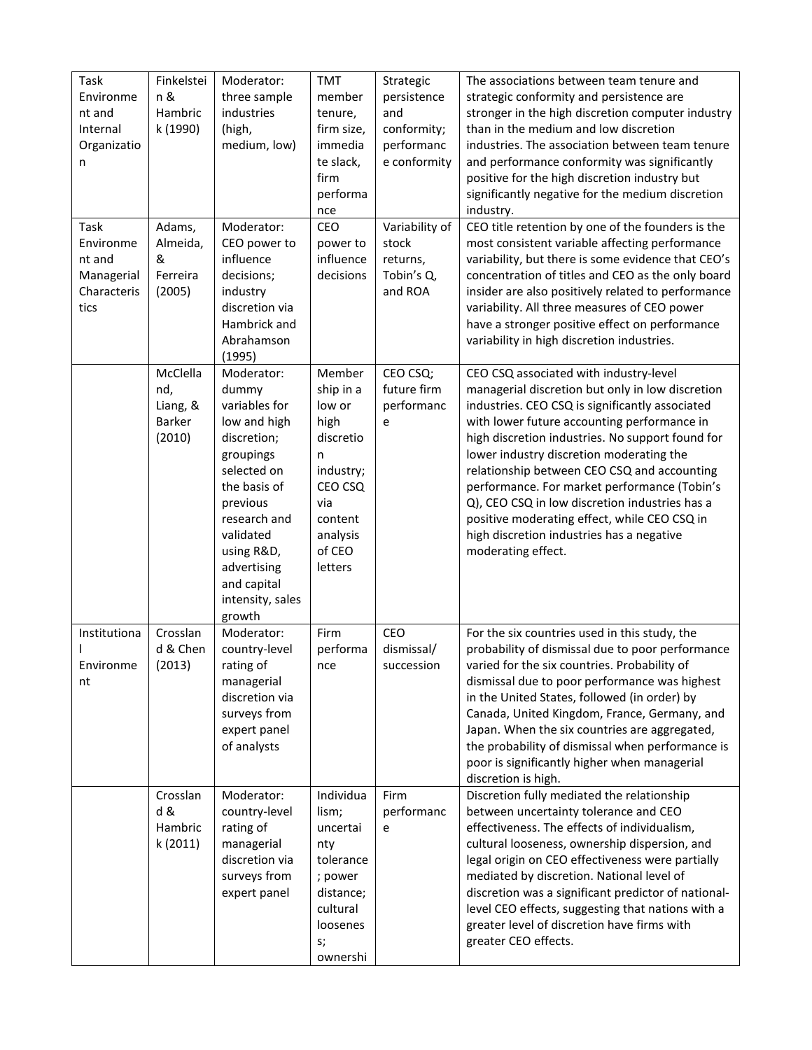| Task Environment and Internal Organization | Finkelstein & Hambrick (1990) | Moderator: three sample industries (high, medium, low) | TMT member tenure, firm size, immediate slack, firm performance | Strategic persistence and conformity; performance conformity | The associations between team tenure and strategic conformity and persistence are stronger in the high discretion computer industry than in the medium and low discretion industries. The association between team tenure and performance conformity was significantly positive for the high discretion industry but significantly negative for the medium discretion industry. |
|---|---|---|---|---|---|
| Task Environment and Managerial Characteristics | Adams, Almeida, & Ferreira (2005) | Moderator: CEO power to influence decisions; industry discretion via Hambrick and Abrahamson (1995) | CEO power to influence decisions | Variability of stock returns, Tobin's Q, and ROA | CEO title retention by one of the founders is the most consistent variable affecting performance variability, but there is some evidence that CEO's concentration of titles and CEO as the only board insider are also positively related to performance variability. All three measures of CEO power have a stronger positive effect on performance variability in high discretion industries. |
| | McClelland, Liang, & Barker (2010) | Moderator: dummy variables for low and high discretion; groupings selected on the basis of previous research and validated using R&D, advertising and capital intensity, sales growth | Membership in a low or high discretion industry; CEO CSQ via content analysis of CEO letters | CEO CSQ; future firm performance | CEO CSQ associated with industry-level managerial discretion but only in low discretion industries. CEO CSQ is significantly associated with lower future accounting performance in high discretion industries. No support found for lower industry discretion moderating the relationship between CEO CSQ and accounting performance. For market performance (Tobin's Q), CEO CSQ in low discretion industries has a positive moderating effect, while CEO CSQ in high discretion industries has a negative moderating effect. |
| Institutional Environment | Crossland & Chen (2013) | Moderator: country-level rating of managerial discretion via surveys from expert panel of analysts | Firm performance | CEO dismissal/ succession | For the six countries used in this study, the probability of dismissal due to poor performance varied for the six countries. Probability of dismissal due to poor performance was highest in the United States, followed (in order) by Canada, United Kingdom, France, Germany, and Japan. When the six countries are aggregated, the probability of dismissal when performance is poor is significantly higher when managerial discretion is high. |
| | Crossland & Hambrick (2011) | Moderator: country-level rating of managerial discretion via surveys from expert panel | Individualism; uncertainty tolerance; power distance; cultural looseness; ownershi | Firm performance | Discretion fully mediated the relationship between uncertainty tolerance and CEO effectiveness. The effects of individualism, cultural looseness, ownership dispersion, and legal origin on CEO effectiveness were partially mediated by discretion. National level of discretion was a significant predictor of national-level CEO effects, suggesting that nations with a greater level of discretion have firms with greater CEO effects. |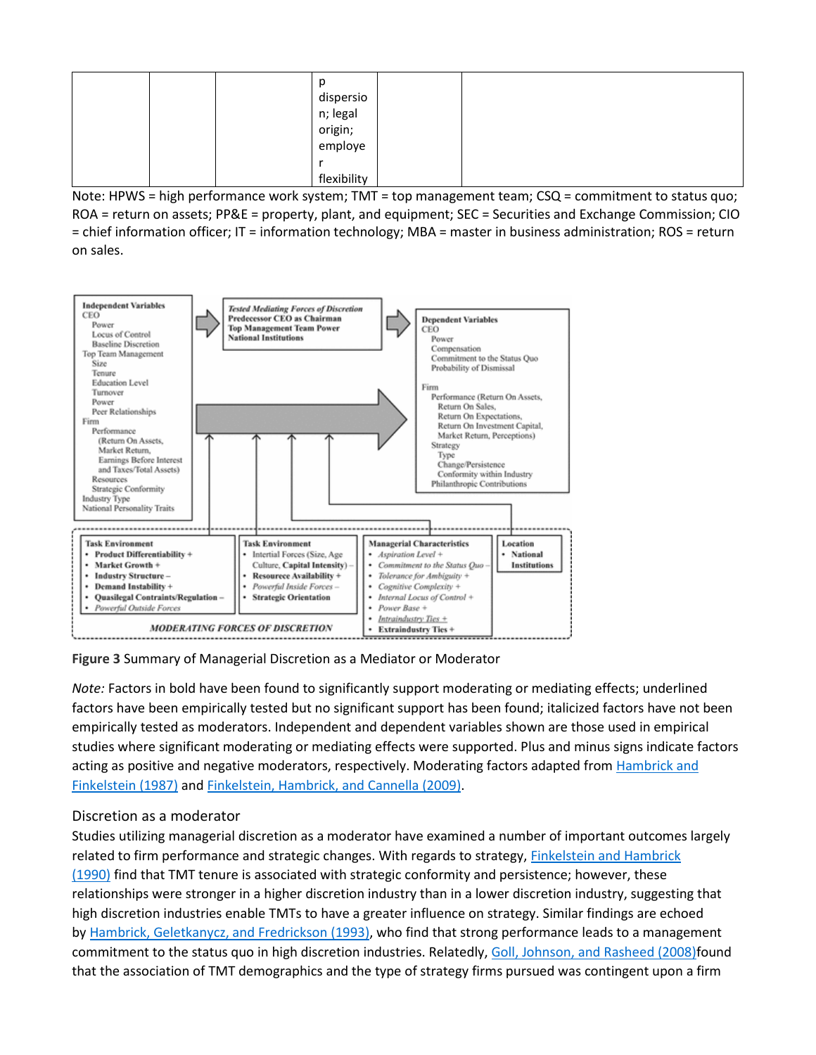| | | | p dispersion; legal origin; employer flexibility | | |
|---|---|---|---|---|---|

Note: HPWS = high performance work system; TMT = top management team; CSQ = commitment to status quo; ROA = return on assets; PP&E = property, plant, and equipment; SEC = Securities and Exchange Commission; CIO = chief information officer; IT = information technology; MBA = master in business administration; ROS = return on sales.

**Independent Variables**
- CEO
  - Power
  - Locus of Control
  - Baseline Discretion
- Top Team Management
  - Size
  - Tenure
  - Education Level
  - Turnover
  - Power
  - Peer Relationships
- Firm
  - Performance
    - (Return On Assets, Market Return, Earnings Before Interest and Taxes/Total Assets)
  - Resources
  - Strategic Conformity
- Industry Type
- National Personality Traits

***Tested Mediating Forces of Discretion***
- **Predecessor CEO as Chairman**
- **Top Management Team Power**
- **National Institutions**

**Dependent Variables**
- CEO
  - Power
  - Compensation
  - Commitment to the Status Quo
  - Probability of Dismissal
- Firm
  - Performance (Return On Assets, Return On Sales, Return On Expectations, Return On Investment Capital, Market Return, Perceptions)
  - Strategy
    - Type
    - Change/Persistence
    - Conformity within Industry
  - Philanthropic Contributions

**Task Environment**
- **Product Differentiability +**
- **Market Growth +**
- **Industry Structure –**
- **Demand Instability +**
- **Quasilegal Contraints/Regulation –**
- *Powerful Outside Forces*

**Task Environment**
- Intertial Forces (Size, Age Culture, **Capital Intensity**) –
- **Resources Availability +**
- *Powerful Inside Forces –*
- **Strategic Orientation**

**Managerial Characteristics**
- *Aspiration Level +*
- *Commitment to the Status Quo –*
- *Tolerance for Ambiguity +*
- *Cognitive Complexity +*
- *Internal Locus of Control +*
- *Power Base +*
- Intraindustry Ties +
- **Extraindustry Ties +**

**Location**
- **National Institutions**

*MODERATING FORCES OF DISCRETION*

**Figure 3** Summary of Managerial Discretion as a Mediator or Moderator

*Note:* Factors in bold have been found to significantly support moderating or mediating effects; underlined factors have been empirically tested but no significant support has been found; italicized factors have not been empirically tested as moderators. Independent and dependent variables shown are those used in empirical studies where significant moderating or mediating effects were supported. Plus and minus signs indicate factors acting as positive and negative moderators, respectively. Moderating factors adapted from Hambrick and Finkelstein (1987) and Finkelstein, Hambrick, and Cannella (2009).

### Discretion as a moderator

Studies utilizing managerial discretion as a moderator have examined a number of important outcomes largely related to firm performance and strategic changes. With regards to strategy, Finkelstein and Hambrick (1990) find that TMT tenure is associated with strategic conformity and persistence; however, these relationships were stronger in a higher discretion industry than in a lower discretion industry, suggesting that high discretion industries enable TMTs to have a greater influence on strategy. Similar findings are echoed by Hambrick, Geletkanycz, and Fredrickson (1993), who find that strong performance leads to a management commitment to the status quo in high discretion industries. Relatedly, Goll, Johnson, and Rasheed (2008)found that the association of TMT demographics and the type of strategy firms pursued was contingent upon a firm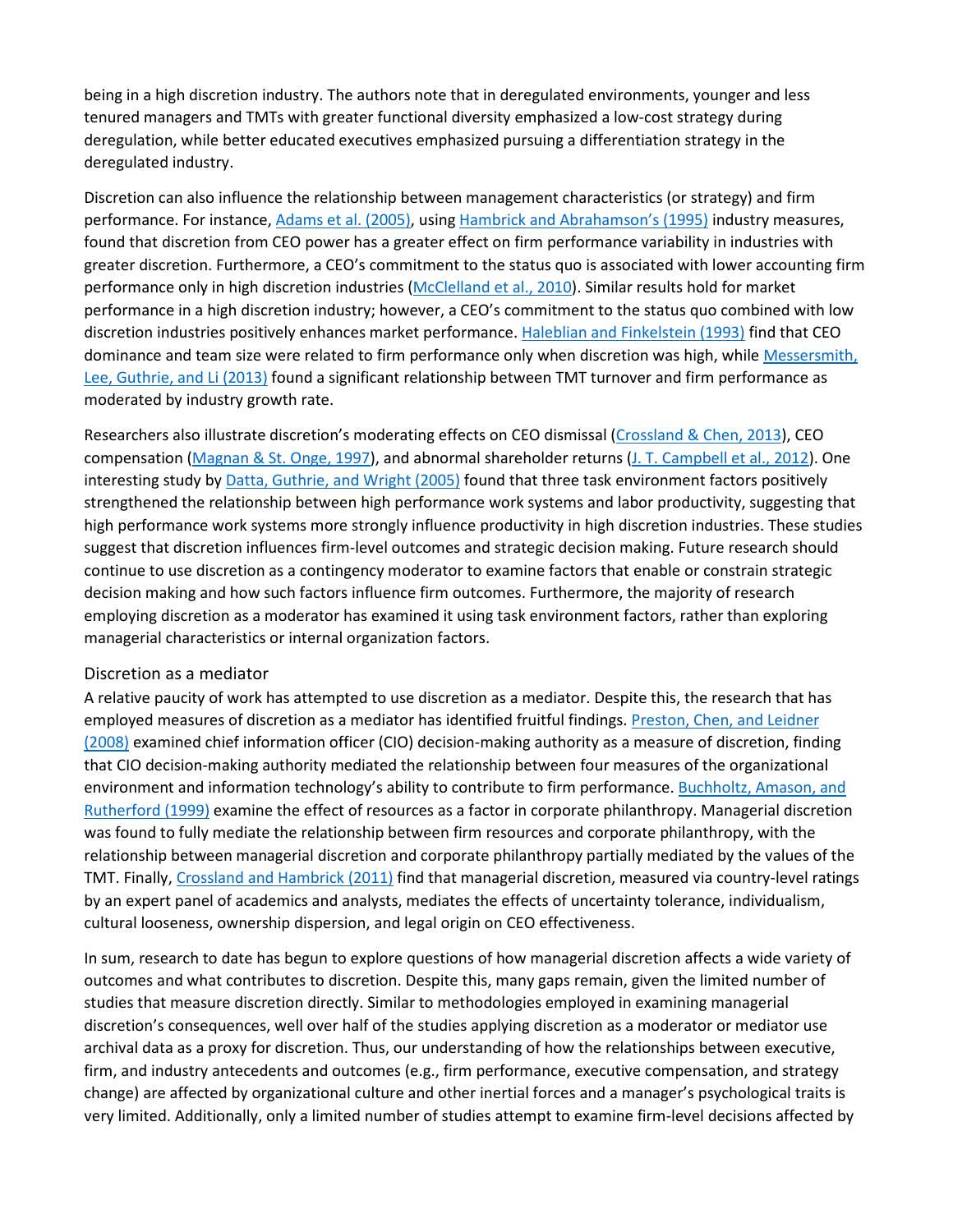being in a high discretion industry. The authors note that in deregulated environments, younger and less tenured managers and TMTs with greater functional diversity emphasized a low-cost strategy during deregulation, while better educated executives emphasized pursuing a differentiation strategy in the deregulated industry.

Discretion can also influence the relationship between management characteristics (or strategy) and firm performance. For instance, Adams et al. (2005), using Hambrick and Abrahamson's (1995) industry measures, found that discretion from CEO power has a greater effect on firm performance variability in industries with greater discretion. Furthermore, a CEO's commitment to the status quo is associated with lower accounting firm performance only in high discretion industries (McClelland et al., 2010). Similar results hold for market performance in a high discretion industry; however, a CEO's commitment to the status quo combined with low discretion industries positively enhances market performance. Haleblian and Finkelstein (1993) find that CEO dominance and team size were related to firm performance only when discretion was high, while Messersmith, Lee, Guthrie, and Li (2013) found a significant relationship between TMT turnover and firm performance as moderated by industry growth rate.

Researchers also illustrate discretion's moderating effects on CEO dismissal (Crossland & Chen, 2013), CEO compensation (Magnan & St. Onge, 1997), and abnormal shareholder returns (J. T. Campbell et al., 2012). One interesting study by Datta, Guthrie, and Wright (2005) found that three task environment factors positively strengthened the relationship between high performance work systems and labor productivity, suggesting that high performance work systems more strongly influence productivity in high discretion industries. These studies suggest that discretion influences firm-level outcomes and strategic decision making. Future research should continue to use discretion as a contingency moderator to examine factors that enable or constrain strategic decision making and how such factors influence firm outcomes. Furthermore, the majority of research employing discretion as a moderator has examined it using task environment factors, rather than exploring managerial characteristics or internal organization factors.

### Discretion as a mediator

A relative paucity of work has attempted to use discretion as a mediator. Despite this, the research that has employed measures of discretion as a mediator has identified fruitful findings. Preston, Chen, and Leidner (2008) examined chief information officer (CIO) decision-making authority as a measure of discretion, finding that CIO decision-making authority mediated the relationship between four measures of the organizational environment and information technology's ability to contribute to firm performance. Buchholtz, Amason, and Rutherford (1999) examine the effect of resources as a factor in corporate philanthropy. Managerial discretion was found to fully mediate the relationship between firm resources and corporate philanthropy, with the relationship between managerial discretion and corporate philanthropy partially mediated by the values of the TMT. Finally, Crossland and Hambrick (2011) find that managerial discretion, measured via country-level ratings by an expert panel of academics and analysts, mediates the effects of uncertainty tolerance, individualism, cultural looseness, ownership dispersion, and legal origin on CEO effectiveness.

In sum, research to date has begun to explore questions of how managerial discretion affects a wide variety of outcomes and what contributes to discretion. Despite this, many gaps remain, given the limited number of studies that measure discretion directly. Similar to methodologies employed in examining managerial discretion's consequences, well over half of the studies applying discretion as a moderator or mediator use archival data as a proxy for discretion. Thus, our understanding of how the relationships between executive, firm, and industry antecedents and outcomes (e.g., firm performance, executive compensation, and strategy change) are affected by organizational culture and other inertial forces and a manager's psychological traits is very limited. Additionally, only a limited number of studies attempt to examine firm-level decisions affected by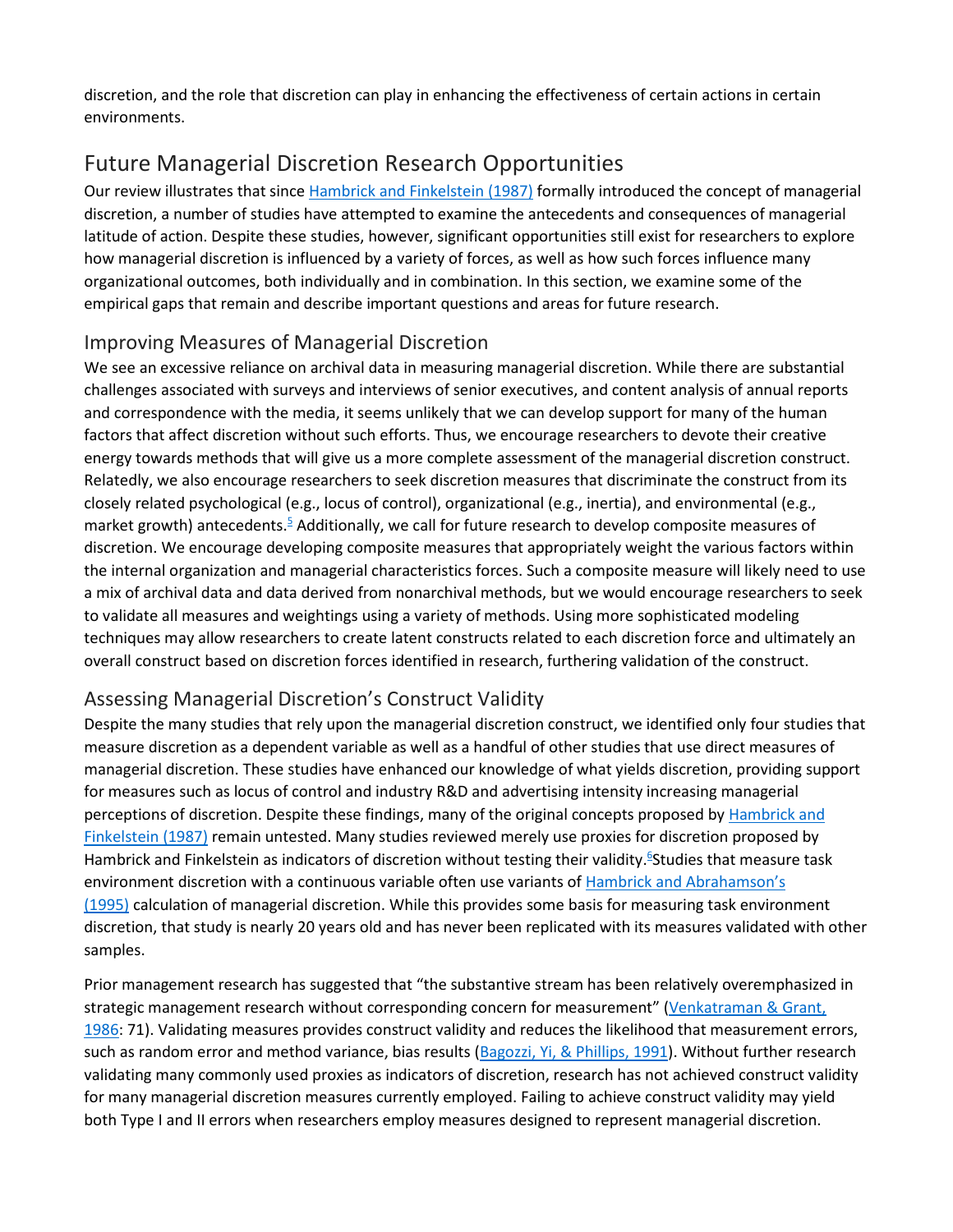discretion, and the role that discretion can play in enhancing the effectiveness of certain actions in certain environments.

## Future Managerial Discretion Research Opportunities

Our review illustrates that since Hambrick and Finkelstein (1987) formally introduced the concept of managerial discretion, a number of studies have attempted to examine the antecedents and consequences of managerial latitude of action. Despite these studies, however, significant opportunities still exist for researchers to explore how managerial discretion is influenced by a variety of forces, as well as how such forces influence many organizational outcomes, both individually and in combination. In this section, we examine some of the empirical gaps that remain and describe important questions and areas for future research.

### Improving Measures of Managerial Discretion

We see an excessive reliance on archival data in measuring managerial discretion. While there are substantial challenges associated with surveys and interviews of senior executives, and content analysis of annual reports and correspondence with the media, it seems unlikely that we can develop support for many of the human factors that affect discretion without such efforts. Thus, we encourage researchers to devote their creative energy towards methods that will give us a more complete assessment of the managerial discretion construct. Relatedly, we also encourage researchers to seek discretion measures that discriminate the construct from its closely related psychological (e.g., locus of control), organizational (e.g., inertia), and environmental (e.g., market growth) antecedents.[5] Additionally, we call for future research to develop composite measures of discretion. We encourage developing composite measures that appropriately weight the various factors within the internal organization and managerial characteristics forces. Such a composite measure will likely need to use a mix of archival data and data derived from nonarchival methods, but we would encourage researchers to seek to validate all measures and weightings using a variety of methods. Using more sophisticated modeling techniques may allow researchers to create latent constructs related to each discretion force and ultimately an overall construct based on discretion forces identified in research, furthering validation of the construct.

### Assessing Managerial Discretion's Construct Validity

Despite the many studies that rely upon the managerial discretion construct, we identified only four studies that measure discretion as a dependent variable as well as a handful of other studies that use direct measures of managerial discretion. These studies have enhanced our knowledge of what yields discretion, providing support for measures such as locus of control and industry R&D and advertising intensity increasing managerial perceptions of discretion. Despite these findings, many of the original concepts proposed by Hambrick and Finkelstein (1987) remain untested. Many studies reviewed merely use proxies for discretion proposed by Hambrick and Finkelstein as indicators of discretion without testing their validity.[6] Studies that measure task environment discretion with a continuous variable often use variants of Hambrick and Abrahamson's (1995) calculation of managerial discretion. While this provides some basis for measuring task environment discretion, that study is nearly 20 years old and has never been replicated with its measures validated with other samples.

Prior management research has suggested that "the substantive stream has been relatively overemphasized in strategic management research without corresponding concern for measurement" (Venkatraman & Grant, 1986: 71). Validating measures provides construct validity and reduces the likelihood that measurement errors, such as random error and method variance, bias results (Bagozzi, Yi, & Phillips, 1991). Without further research validating many commonly used proxies as indicators of discretion, research has not achieved construct validity for many managerial discretion measures currently employed. Failing to achieve construct validity may yield both Type I and II errors when researchers employ measures designed to represent managerial discretion.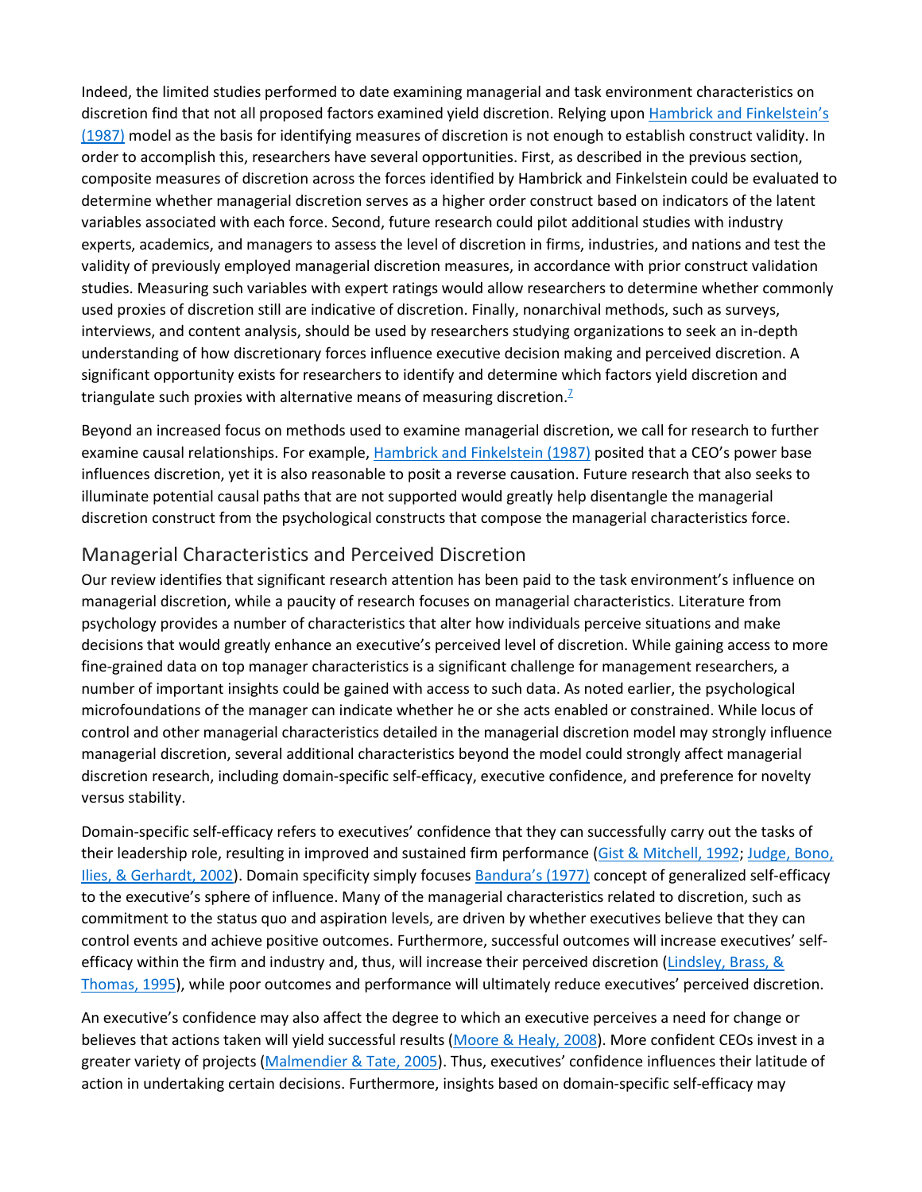Indeed, the limited studies performed to date examining managerial and task environment characteristics on discretion find that not all proposed factors examined yield discretion. Relying upon Hambrick and Finkelstein's (1987) model as the basis for identifying measures of discretion is not enough to establish construct validity. In order to accomplish this, researchers have several opportunities. First, as described in the previous section, composite measures of discretion across the forces identified by Hambrick and Finkelstein could be evaluated to determine whether managerial discretion serves as a higher order construct based on indicators of the latent variables associated with each force. Second, future research could pilot additional studies with industry experts, academics, and managers to assess the level of discretion in firms, industries, and nations and test the validity of previously employed managerial discretion measures, in accordance with prior construct validation studies. Measuring such variables with expert ratings would allow researchers to determine whether commonly used proxies of discretion still are indicative of discretion. Finally, nonarchival methods, such as surveys, interviews, and content analysis, should be used by researchers studying organizations to seek an in-depth understanding of how discretionary forces influence executive decision making and perceived discretion. A significant opportunity exists for researchers to identify and determine which factors yield discretion and triangulate such proxies with alternative means of measuring discretion.[7]

Beyond an increased focus on methods used to examine managerial discretion, we call for research to further examine causal relationships. For example, Hambrick and Finkelstein (1987) posited that a CEO's power base influences discretion, yet it is also reasonable to posit a reverse causation. Future research that also seeks to illuminate potential causal paths that are not supported would greatly help disentangle the managerial discretion construct from the psychological constructs that compose the managerial characteristics force.

## Managerial Characteristics and Perceived Discretion

Our review identifies that significant research attention has been paid to the task environment's influence on managerial discretion, while a paucity of research focuses on managerial characteristics. Literature from psychology provides a number of characteristics that alter how individuals perceive situations and make decisions that would greatly enhance an executive's perceived level of discretion. While gaining access to more fine-grained data on top manager characteristics is a significant challenge for management researchers, a number of important insights could be gained with access to such data. As noted earlier, the psychological microfoundations of the manager can indicate whether he or she acts enabled or constrained. While locus of control and other managerial characteristics detailed in the managerial discretion model may strongly influence managerial discretion, several additional characteristics beyond the model could strongly affect managerial discretion research, including domain-specific self-efficacy, executive confidence, and preference for novelty versus stability.

Domain-specific self-efficacy refers to executives' confidence that they can successfully carry out the tasks of their leadership role, resulting in improved and sustained firm performance (Gist & Mitchell, 1992; Judge, Bono, Ilies, & Gerhardt, 2002). Domain specificity simply focuses Bandura's (1977) concept of generalized self-efficacy to the executive's sphere of influence. Many of the managerial characteristics related to discretion, such as commitment to the status quo and aspiration levels, are driven by whether executives believe that they can control events and achieve positive outcomes. Furthermore, successful outcomes will increase executives' self-efficacy within the firm and industry and, thus, will increase their perceived discretion (Lindsley, Brass, & Thomas, 1995), while poor outcomes and performance will ultimately reduce executives' perceived discretion.

An executive's confidence may also affect the degree to which an executive perceives a need for change or believes that actions taken will yield successful results (Moore & Healy, 2008). More confident CEOs invest in a greater variety of projects (Malmendier & Tate, 2005). Thus, executives' confidence influences their latitude of action in undertaking certain decisions. Furthermore, insights based on domain-specific self-efficacy may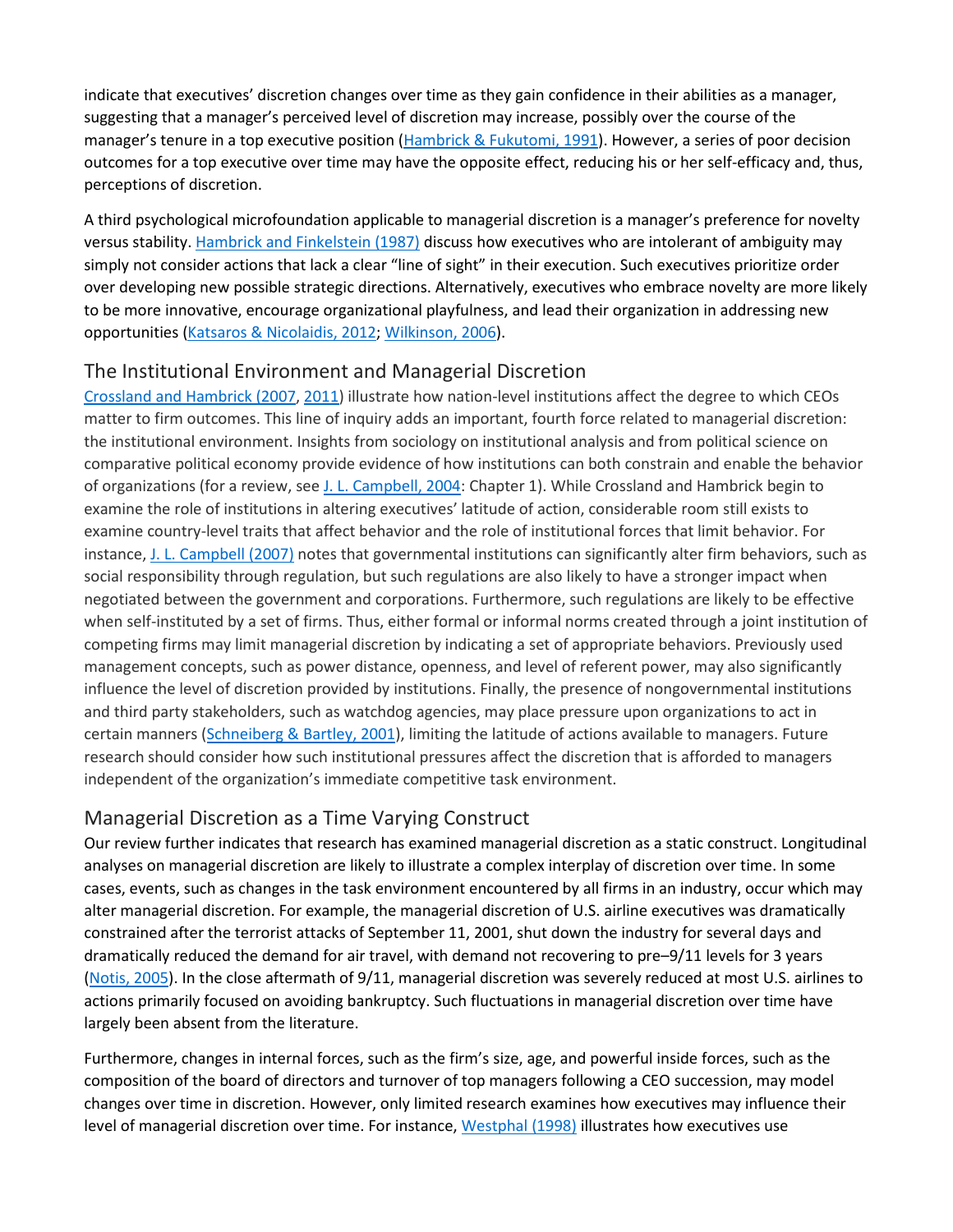indicate that executives' discretion changes over time as they gain confidence in their abilities as a manager, suggesting that a manager's perceived level of discretion may increase, possibly over the course of the manager's tenure in a top executive position (Hambrick & Fukutomi, 1991). However, a series of poor decision outcomes for a top executive over time may have the opposite effect, reducing his or her self-efficacy and, thus, perceptions of discretion.

A third psychological microfoundation applicable to managerial discretion is a manager's preference for novelty versus stability. Hambrick and Finkelstein (1987) discuss how executives who are intolerant of ambiguity may simply not consider actions that lack a clear "line of sight" in their execution. Such executives prioritize order over developing new possible strategic directions. Alternatively, executives who embrace novelty are more likely to be more innovative, encourage organizational playfulness, and lead their organization in addressing new opportunities (Katsaros & Nicolaidis, 2012; Wilkinson, 2006).

## The Institutional Environment and Managerial Discretion

Crossland and Hambrick (2007, 2011) illustrate how nation-level institutions affect the degree to which CEOs matter to firm outcomes. This line of inquiry adds an important, fourth force related to managerial discretion: the institutional environment. Insights from sociology on institutional analysis and from political science on comparative political economy provide evidence of how institutions can both constrain and enable the behavior of organizations (for a review, see J. L. Campbell, 2004: Chapter 1). While Crossland and Hambrick begin to examine the role of institutions in altering executives' latitude of action, considerable room still exists to examine country-level traits that affect behavior and the role of institutional forces that limit behavior. For instance, J. L. Campbell (2007) notes that governmental institutions can significantly alter firm behaviors, such as social responsibility through regulation, but such regulations are also likely to have a stronger impact when negotiated between the government and corporations. Furthermore, such regulations are likely to be effective when self-instituted by a set of firms. Thus, either formal or informal norms created through a joint institution of competing firms may limit managerial discretion by indicating a set of appropriate behaviors. Previously used management concepts, such as power distance, openness, and level of referent power, may also significantly influence the level of discretion provided by institutions. Finally, the presence of nongovernmental institutions and third party stakeholders, such as watchdog agencies, may place pressure upon organizations to act in certain manners (Schneiberg & Bartley, 2001), limiting the latitude of actions available to managers. Future research should consider how such institutional pressures affect the discretion that is afforded to managers independent of the organization's immediate competitive task environment.

## Managerial Discretion as a Time Varying Construct

Our review further indicates that research has examined managerial discretion as a static construct. Longitudinal analyses on managerial discretion are likely to illustrate a complex interplay of discretion over time. In some cases, events, such as changes in the task environment encountered by all firms in an industry, occur which may alter managerial discretion. For example, the managerial discretion of U.S. airline executives was dramatically constrained after the terrorist attacks of September 11, 2001, shut down the industry for several days and dramatically reduced the demand for air travel, with demand not recovering to pre–9/11 levels for 3 years (Notis, 2005). In the close aftermath of 9/11, managerial discretion was severely reduced at most U.S. airlines to actions primarily focused on avoiding bankruptcy. Such fluctuations in managerial discretion over time have largely been absent from the literature.

Furthermore, changes in internal forces, such as the firm's size, age, and powerful inside forces, such as the composition of the board of directors and turnover of top managers following a CEO succession, may model changes over time in discretion. However, only limited research examines how executives may influence their level of managerial discretion over time. For instance, Westphal (1998) illustrates how executives use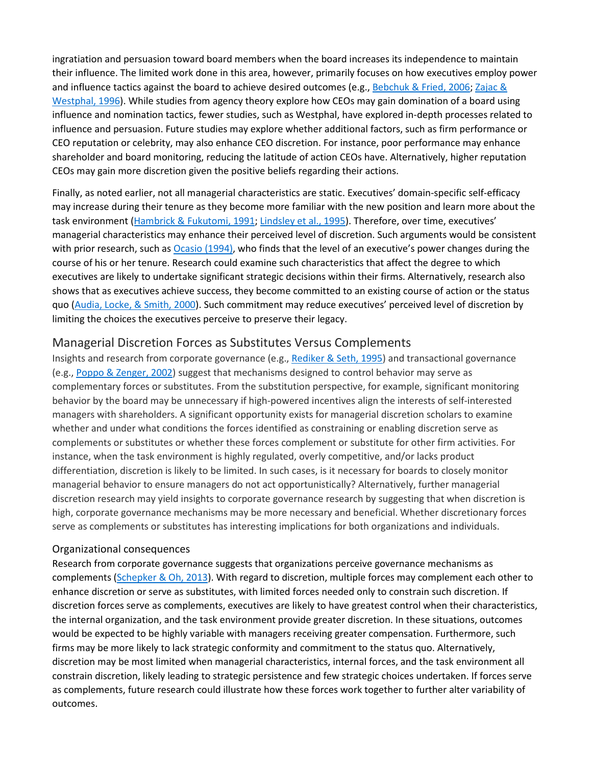ingratiation and persuasion toward board members when the board increases its independence to maintain their influence. The limited work done in this area, however, primarily focuses on how executives employ power and influence tactics against the board to achieve desired outcomes (e.g., Bebchuk & Fried, 2006; Zajac & Westphal, 1996). While studies from agency theory explore how CEOs may gain domination of a board using influence and nomination tactics, fewer studies, such as Westphal, have explored in-depth processes related to influence and persuasion. Future studies may explore whether additional factors, such as firm performance or CEO reputation or celebrity, may also enhance CEO discretion. For instance, poor performance may enhance shareholder and board monitoring, reducing the latitude of action CEOs have. Alternatively, higher reputation CEOs may gain more discretion given the positive beliefs regarding their actions.

Finally, as noted earlier, not all managerial characteristics are static. Executives' domain-specific self-efficacy may increase during their tenure as they become more familiar with the new position and learn more about the task environment (Hambrick & Fukutomi, 1991; Lindsley et al., 1995). Therefore, over time, executives' managerial characteristics may enhance their perceived level of discretion. Such arguments would be consistent with prior research, such as Ocasio (1994), who finds that the level of an executive's power changes during the course of his or her tenure. Research could examine such characteristics that affect the degree to which executives are likely to undertake significant strategic decisions within their firms. Alternatively, research also shows that as executives achieve success, they become committed to an existing course of action or the status quo (Audia, Locke, & Smith, 2000). Such commitment may reduce executives' perceived level of discretion by limiting the choices the executives perceive to preserve their legacy.

## Managerial Discretion Forces as Substitutes Versus Complements

Insights and research from corporate governance (e.g., Rediker & Seth, 1995) and transactional governance (e.g., Poppo & Zenger, 2002) suggest that mechanisms designed to control behavior may serve as complementary forces or substitutes. From the substitution perspective, for example, significant monitoring behavior by the board may be unnecessary if high-powered incentives align the interests of self-interested managers with shareholders. A significant opportunity exists for managerial discretion scholars to examine whether and under what conditions the forces identified as constraining or enabling discretion serve as complements or substitutes or whether these forces complement or substitute for other firm activities. For instance, when the task environment is highly regulated, overly competitive, and/or lacks product differentiation, discretion is likely to be limited. In such cases, is it necessary for boards to closely monitor managerial behavior to ensure managers do not act opportunistically? Alternatively, further managerial discretion research may yield insights to corporate governance research by suggesting that when discretion is high, corporate governance mechanisms may be more necessary and beneficial. Whether discretionary forces serve as complements or substitutes has interesting implications for both organizations and individuals.

### Organizational consequences

Research from corporate governance suggests that organizations perceive governance mechanisms as complements (Schepker & Oh, 2013). With regard to discretion, multiple forces may complement each other to enhance discretion or serve as substitutes, with limited forces needed only to constrain such discretion. If discretion forces serve as complements, executives are likely to have greatest control when their characteristics, the internal organization, and the task environment provide greater discretion. In these situations, outcomes would be expected to be highly variable with managers receiving greater compensation. Furthermore, such firms may be more likely to lack strategic conformity and commitment to the status quo. Alternatively, discretion may be most limited when managerial characteristics, internal forces, and the task environment all constrain discretion, likely leading to strategic persistence and few strategic choices undertaken. If forces serve as complements, future research could illustrate how these forces work together to further alter variability of outcomes.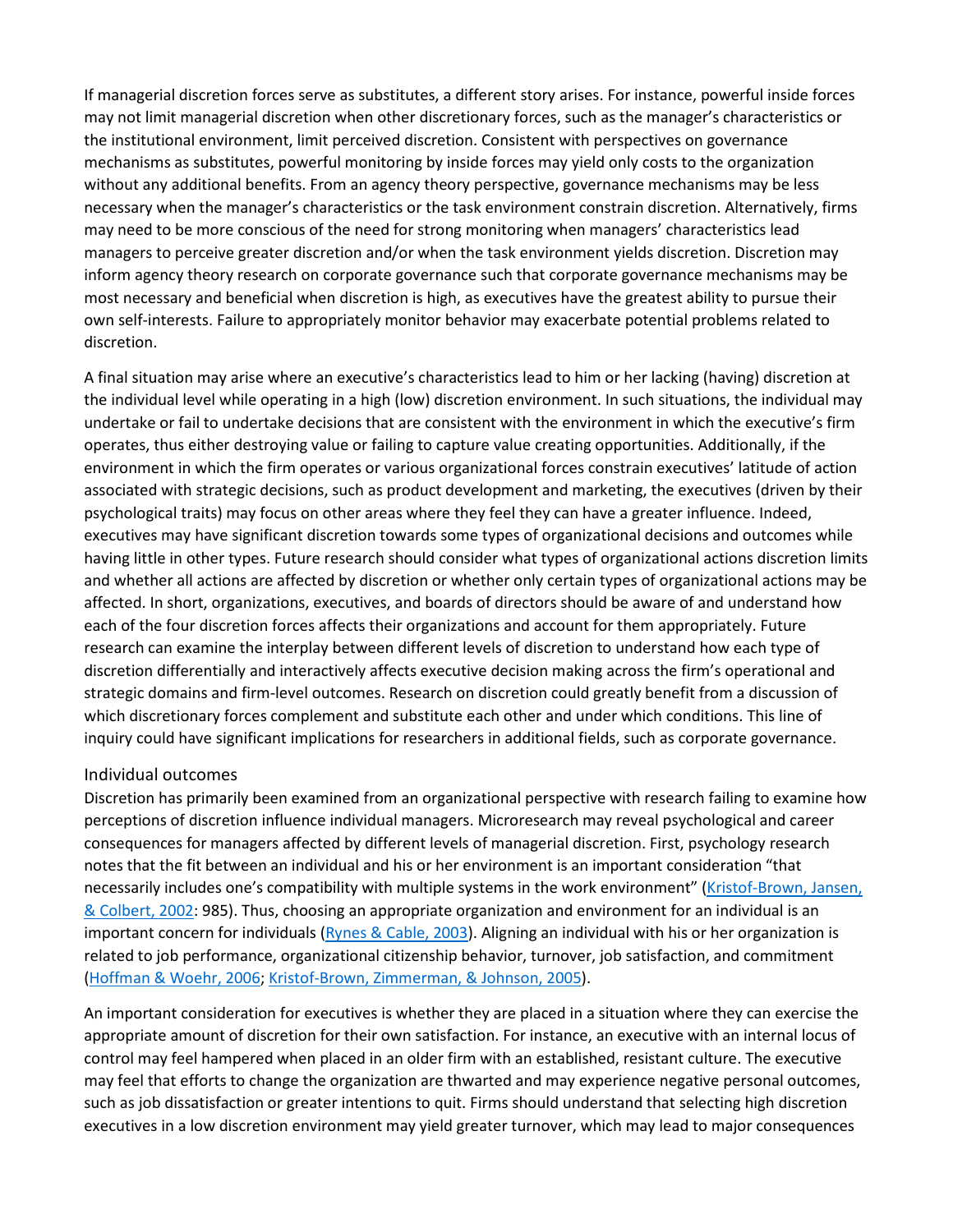If managerial discretion forces serve as substitutes, a different story arises. For instance, powerful inside forces may not limit managerial discretion when other discretionary forces, such as the manager's characteristics or the institutional environment, limit perceived discretion. Consistent with perspectives on governance mechanisms as substitutes, powerful monitoring by inside forces may yield only costs to the organization without any additional benefits. From an agency theory perspective, governance mechanisms may be less necessary when the manager's characteristics or the task environment constrain discretion. Alternatively, firms may need to be more conscious of the need for strong monitoring when managers' characteristics lead managers to perceive greater discretion and/or when the task environment yields discretion. Discretion may inform agency theory research on corporate governance such that corporate governance mechanisms may be most necessary and beneficial when discretion is high, as executives have the greatest ability to pursue their own self-interests. Failure to appropriately monitor behavior may exacerbate potential problems related to discretion.

A final situation may arise where an executive's characteristics lead to him or her lacking (having) discretion at the individual level while operating in a high (low) discretion environment. In such situations, the individual may undertake or fail to undertake decisions that are consistent with the environment in which the executive's firm operates, thus either destroying value or failing to capture value creating opportunities. Additionally, if the environment in which the firm operates or various organizational forces constrain executives' latitude of action associated with strategic decisions, such as product development and marketing, the executives (driven by their psychological traits) may focus on other areas where they feel they can have a greater influence. Indeed, executives may have significant discretion towards some types of organizational decisions and outcomes while having little in other types. Future research should consider what types of organizational actions discretion limits and whether all actions are affected by discretion or whether only certain types of organizational actions may be affected. In short, organizations, executives, and boards of directors should be aware of and understand how each of the four discretion forces affects their organizations and account for them appropriately. Future research can examine the interplay between different levels of discretion to understand how each type of discretion differentially and interactively affects executive decision making across the firm's operational and strategic domains and firm-level outcomes. Research on discretion could greatly benefit from a discussion of which discretionary forces complement and substitute each other and under which conditions. This line of inquiry could have significant implications for researchers in additional fields, such as corporate governance.

### Individual outcomes

Discretion has primarily been examined from an organizational perspective with research failing to examine how perceptions of discretion influence individual managers. Microresearch may reveal psychological and career consequences for managers affected by different levels of managerial discretion. First, psychology research notes that the fit between an individual and his or her environment is an important consideration "that necessarily includes one's compatibility with multiple systems in the work environment" (Kristof-Brown, Jansen, & Colbert, 2002: 985). Thus, choosing an appropriate organization and environment for an individual is an important concern for individuals (Rynes & Cable, 2003). Aligning an individual with his or her organization is related to job performance, organizational citizenship behavior, turnover, job satisfaction, and commitment (Hoffman & Woehr, 2006; Kristof-Brown, Zimmerman, & Johnson, 2005).

An important consideration for executives is whether they are placed in a situation where they can exercise the appropriate amount of discretion for their own satisfaction. For instance, an executive with an internal locus of control may feel hampered when placed in an older firm with an established, resistant culture. The executive may feel that efforts to change the organization are thwarted and may experience negative personal outcomes, such as job dissatisfaction or greater intentions to quit. Firms should understand that selecting high discretion executives in a low discretion environment may yield greater turnover, which may lead to major consequences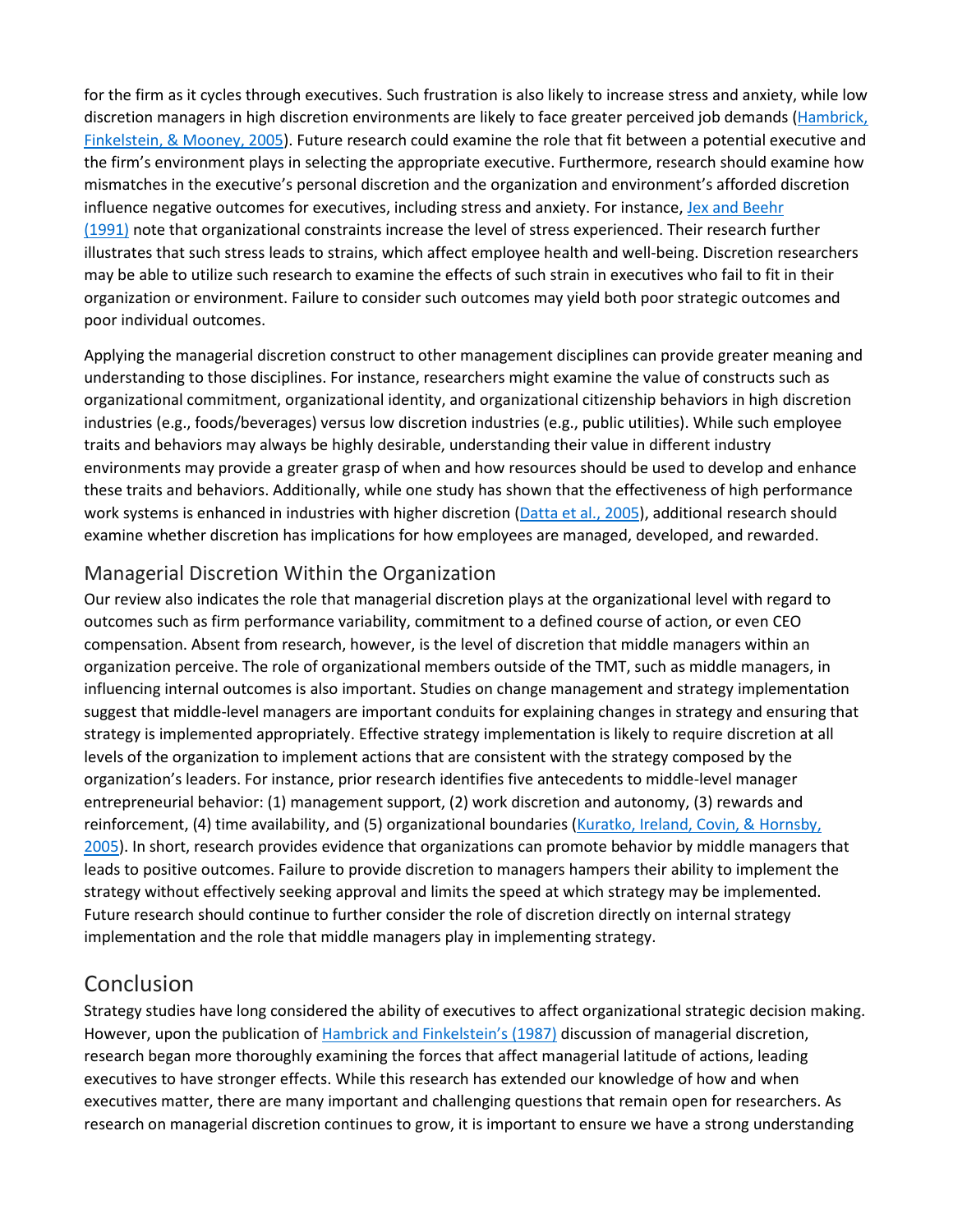for the firm as it cycles through executives. Such frustration is also likely to increase stress and anxiety, while low discretion managers in high discretion environments are likely to face greater perceived job demands (Hambrick, Finkelstein, & Mooney, 2005). Future research could examine the role that fit between a potential executive and the firm's environment plays in selecting the appropriate executive. Furthermore, research should examine how mismatches in the executive's personal discretion and the organization and environment's afforded discretion influence negative outcomes for executives, including stress and anxiety. For instance, Jex and Beehr (1991) note that organizational constraints increase the level of stress experienced. Their research further illustrates that such stress leads to strains, which affect employee health and well-being. Discretion researchers may be able to utilize such research to examine the effects of such strain in executives who fail to fit in their organization or environment. Failure to consider such outcomes may yield both poor strategic outcomes and poor individual outcomes.

Applying the managerial discretion construct to other management disciplines can provide greater meaning and understanding to those disciplines. For instance, researchers might examine the value of constructs such as organizational commitment, organizational identity, and organizational citizenship behaviors in high discretion industries (e.g., foods/beverages) versus low discretion industries (e.g., public utilities). While such employee traits and behaviors may always be highly desirable, understanding their value in different industry environments may provide a greater grasp of when and how resources should be used to develop and enhance these traits and behaviors. Additionally, while one study has shown that the effectiveness of high performance work systems is enhanced in industries with higher discretion (Datta et al., 2005), additional research should examine whether discretion has implications for how employees are managed, developed, and rewarded.

## Managerial Discretion Within the Organization

Our review also indicates the role that managerial discretion plays at the organizational level with regard to outcomes such as firm performance variability, commitment to a defined course of action, or even CEO compensation. Absent from research, however, is the level of discretion that middle managers within an organization perceive. The role of organizational members outside of the TMT, such as middle managers, in influencing internal outcomes is also important. Studies on change management and strategy implementation suggest that middle-level managers are important conduits for explaining changes in strategy and ensuring that strategy is implemented appropriately. Effective strategy implementation is likely to require discretion at all levels of the organization to implement actions that are consistent with the strategy composed by the organization's leaders. For instance, prior research identifies five antecedents to middle-level manager entrepreneurial behavior: (1) management support, (2) work discretion and autonomy, (3) rewards and reinforcement, (4) time availability, and (5) organizational boundaries (Kuratko, Ireland, Covin, & Hornsby, 2005). In short, research provides evidence that organizations can promote behavior by middle managers that leads to positive outcomes. Failure to provide discretion to managers hampers their ability to implement the strategy without effectively seeking approval and limits the speed at which strategy may be implemented. Future research should continue to further consider the role of discretion directly on internal strategy implementation and the role that middle managers play in implementing strategy.

# Conclusion

Strategy studies have long considered the ability of executives to affect organizational strategic decision making. However, upon the publication of Hambrick and Finkelstein's (1987) discussion of managerial discretion, research began more thoroughly examining the forces that affect managerial latitude of actions, leading executives to have stronger effects. While this research has extended our knowledge of how and when executives matter, there are many important and challenging questions that remain open for researchers. As research on managerial discretion continues to grow, it is important to ensure we have a strong understanding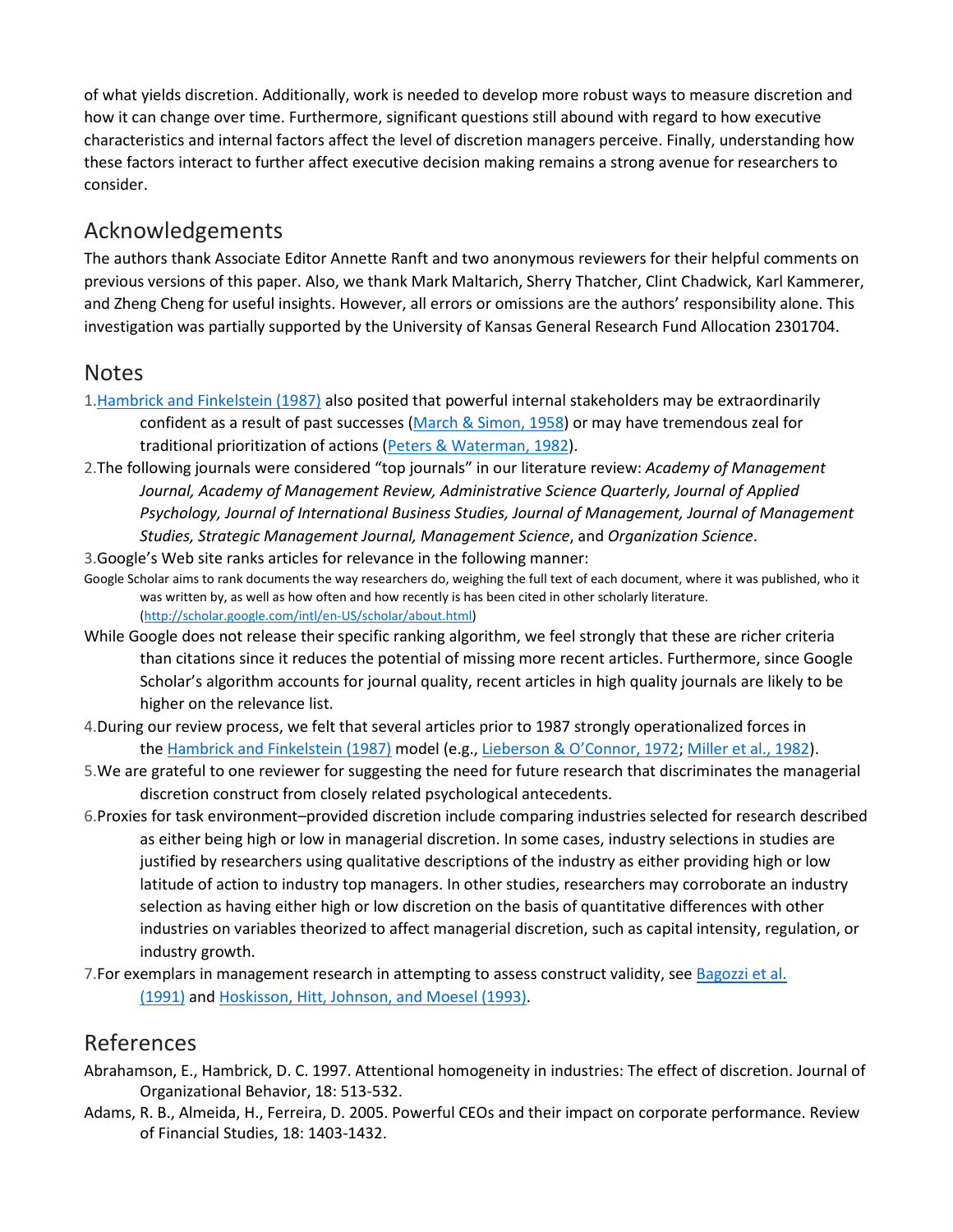of what yields discretion. Additionally, work is needed to develop more robust ways to measure discretion and how it can change over time. Furthermore, significant questions still abound with regard to how executive characteristics and internal factors affect the level of discretion managers perceive. Finally, understanding how these factors interact to further affect executive decision making remains a strong avenue for researchers to consider.

## Acknowledgements

The authors thank Associate Editor Annette Ranft and two anonymous reviewers for their helpful comments on previous versions of this paper. Also, we thank Mark Maltarich, Sherry Thatcher, Clint Chadwick, Karl Kammerer, and Zheng Cheng for useful insights. However, all errors or omissions are the authors' responsibility alone. This investigation was partially supported by the University of Kansas General Research Fund Allocation 2301704.

## Notes

1. Hambrick and Finkelstein (1987) also posited that powerful internal stakeholders may be extraordinarily confident as a result of past successes (March & Simon, 1958) or may have tremendous zeal for traditional prioritization of actions (Peters & Waterman, 1982).
2. The following journals were considered "top journals" in our literature review: *Academy of Management Journal, Academy of Management Review, Administrative Science Quarterly, Journal of Applied Psychology, Journal of International Business Studies, Journal of Management, Journal of Management Studies, Strategic Management Journal, Management Science*, and *Organization Science*.
3. Google's Web site ranks articles for relevance in the following manner:

Google Scholar aims to rank documents the way researchers do, weighing the full text of each document, where it was published, who it was written by, as well as how often and how recently is has been cited in other scholarly literature. (http://scholar.google.com/intl/en-US/scholar/about.html)

While Google does not release their specific ranking algorithm, we feel strongly that these are richer criteria than citations since it reduces the potential of missing more recent articles. Furthermore, since Google Scholar's algorithm accounts for journal quality, recent articles in high quality journals are likely to be higher on the relevance list.

4. During our review process, we felt that several articles prior to 1987 strongly operationalized forces in the Hambrick and Finkelstein (1987) model (e.g., Lieberson & O'Connor, 1972; Miller et al., 1982).
5. We are grateful to one reviewer for suggesting the need for future research that discriminates the managerial discretion construct from closely related psychological antecedents.
6. Proxies for task environment–provided discretion include comparing industries selected for research described as either being high or low in managerial discretion. In some cases, industry selections in studies are justified by researchers using qualitative descriptions of the industry as either providing high or low latitude of action to industry top managers. In other studies, researchers may corroborate an industry selection as having either high or low discretion on the basis of quantitative differences with other industries on variables theorized to affect managerial discretion, such as capital intensity, regulation, or industry growth.
7. For exemplars in management research in attempting to assess construct validity, see Bagozzi et al. (1991) and Hoskisson, Hitt, Johnson, and Moesel (1993).

## References

Abrahamson, E., Hambrick, D. C. 1997. Attentional homogeneity in industries: The effect of discretion. Journal of Organizational Behavior, 18: 513-532.

Adams, R. B., Almeida, H., Ferreira, D. 2005. Powerful CEOs and their impact on corporate performance. Review of Financial Studies, 18: 1403-1432.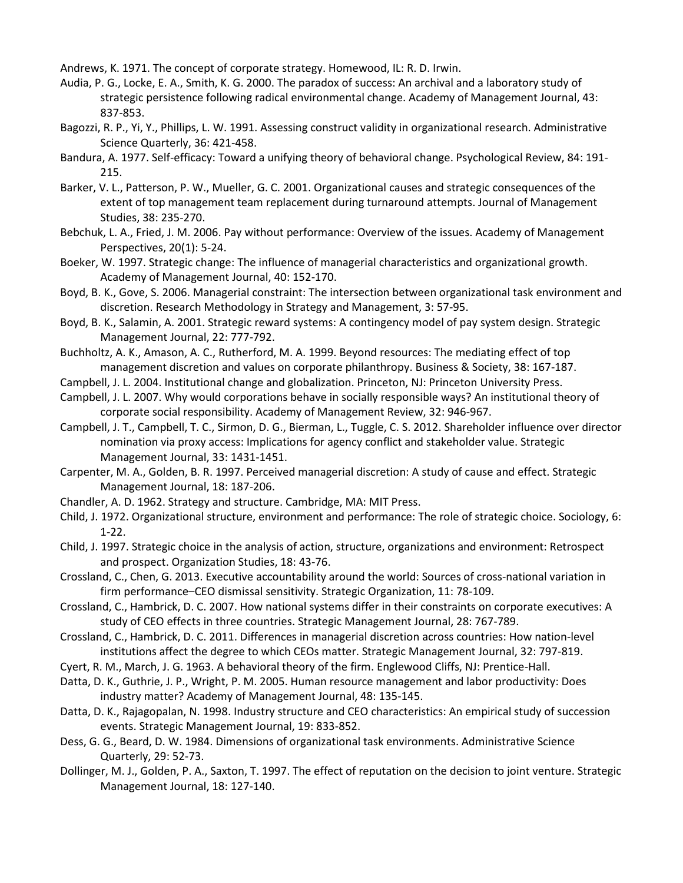Andrews, K. 1971. The concept of corporate strategy. Homewood, IL: R. D. Irwin.

Audia, P. G., Locke, E. A., Smith, K. G. 2000. The paradox of success: An archival and a laboratory study of strategic persistence following radical environmental change. Academy of Management Journal, 43: 837-853.

Bagozzi, R. P., Yi, Y., Phillips, L. W. 1991. Assessing construct validity in organizational research. Administrative Science Quarterly, 36: 421-458.

Bandura, A. 1977. Self-efficacy: Toward a unifying theory of behavioral change. Psychological Review, 84: 191-215.

Barker, V. L., Patterson, P. W., Mueller, G. C. 2001. Organizational causes and strategic consequences of the extent of top management team replacement during turnaround attempts. Journal of Management Studies, 38: 235-270.

Bebchuk, L. A., Fried, J. M. 2006. Pay without performance: Overview of the issues. Academy of Management Perspectives, 20(1): 5-24.

Boeker, W. 1997. Strategic change: The influence of managerial characteristics and organizational growth. Academy of Management Journal, 40: 152-170.

Boyd, B. K., Gove, S. 2006. Managerial constraint: The intersection between organizational task environment and discretion. Research Methodology in Strategy and Management, 3: 57-95.

Boyd, B. K., Salamin, A. 2001. Strategic reward systems: A contingency model of pay system design. Strategic Management Journal, 22: 777-792.

Buchholtz, A. K., Amason, A. C., Rutherford, M. A. 1999. Beyond resources: The mediating effect of top management discretion and values on corporate philanthropy. Business & Society, 38: 167-187.

Campbell, J. L. 2004. Institutional change and globalization. Princeton, NJ: Princeton University Press.

Campbell, J. L. 2007. Why would corporations behave in socially responsible ways? An institutional theory of corporate social responsibility. Academy of Management Review, 32: 946-967.

Campbell, J. T., Campbell, T. C., Sirmon, D. G., Bierman, L., Tuggle, C. S. 2012. Shareholder influence over director nomination via proxy access: Implications for agency conflict and stakeholder value. Strategic Management Journal, 33: 1431-1451.

Carpenter, M. A., Golden, B. R. 1997. Perceived managerial discretion: A study of cause and effect. Strategic Management Journal, 18: 187-206.

Chandler, A. D. 1962. Strategy and structure. Cambridge, MA: MIT Press.

Child, J. 1972. Organizational structure, environment and performance: The role of strategic choice. Sociology, 6: 1-22.

Child, J. 1997. Strategic choice in the analysis of action, structure, organizations and environment: Retrospect and prospect. Organization Studies, 18: 43-76.

Crossland, C., Chen, G. 2013. Executive accountability around the world: Sources of cross-national variation in firm performance–CEO dismissal sensitivity. Strategic Organization, 11: 78-109.

Crossland, C., Hambrick, D. C. 2007. How national systems differ in their constraints on corporate executives: A study of CEO effects in three countries. Strategic Management Journal, 28: 767-789.

Crossland, C., Hambrick, D. C. 2011. Differences in managerial discretion across countries: How nation-level institutions affect the degree to which CEOs matter. Strategic Management Journal, 32: 797-819.

Cyert, R. M., March, J. G. 1963. A behavioral theory of the firm. Englewood Cliffs, NJ: Prentice-Hall.

Datta, D. K., Guthrie, J. P., Wright, P. M. 2005. Human resource management and labor productivity: Does industry matter? Academy of Management Journal, 48: 135-145.

Datta, D. K., Rajagopalan, N. 1998. Industry structure and CEO characteristics: An empirical study of succession events. Strategic Management Journal, 19: 833-852.

Dess, G. G., Beard, D. W. 1984. Dimensions of organizational task environments. Administrative Science Quarterly, 29: 52-73.

Dollinger, M. J., Golden, P. A., Saxton, T. 1997. The effect of reputation on the decision to joint venture. Strategic Management Journal, 18: 127-140.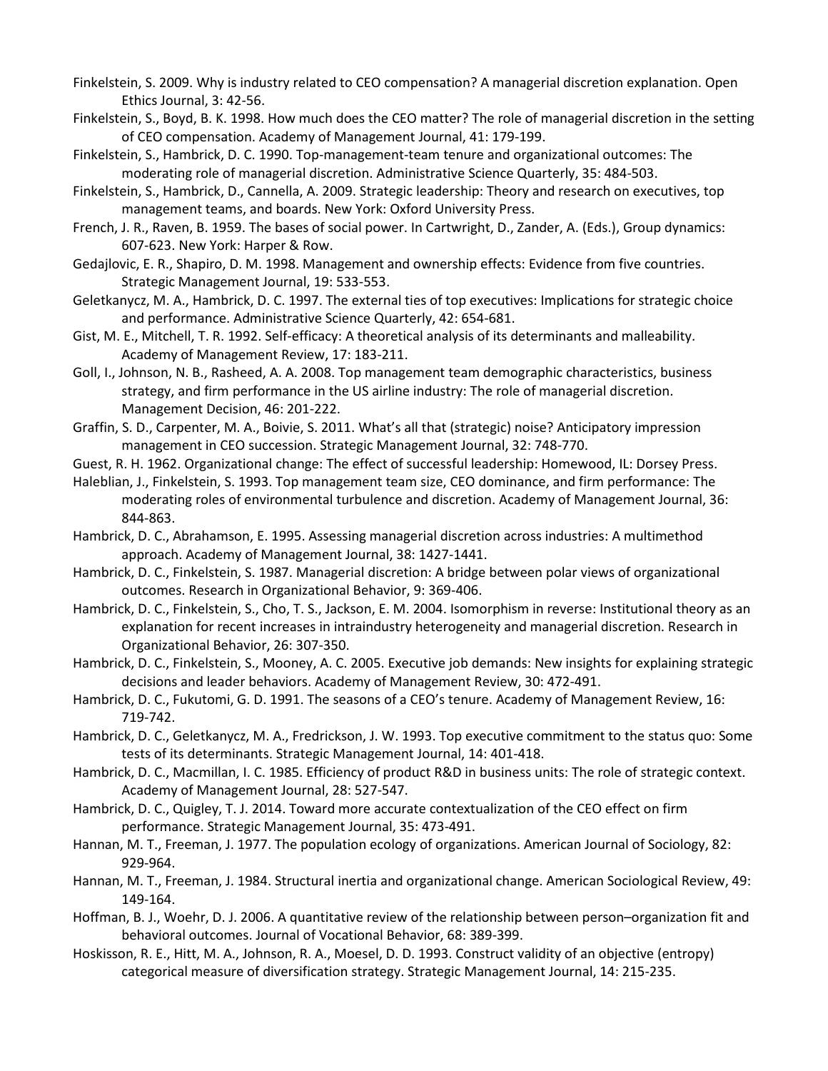Finkelstein, S. 2009. Why is industry related to CEO compensation? A managerial discretion explanation. Open Ethics Journal, 3: 42-56.

Finkelstein, S., Boyd, B. K. 1998. How much does the CEO matter? The role of managerial discretion in the setting of CEO compensation. Academy of Management Journal, 41: 179-199.

Finkelstein, S., Hambrick, D. C. 1990. Top-management-team tenure and organizational outcomes: The moderating role of managerial discretion. Administrative Science Quarterly, 35: 484-503.

Finkelstein, S., Hambrick, D., Cannella, A. 2009. Strategic leadership: Theory and research on executives, top management teams, and boards. New York: Oxford University Press.

French, J. R., Raven, B. 1959. The bases of social power. In Cartwright, D., Zander, A. (Eds.), Group dynamics: 607-623. New York: Harper & Row.

Gedajlovic, E. R., Shapiro, D. M. 1998. Management and ownership effects: Evidence from five countries. Strategic Management Journal, 19: 533-553.

Geletkanycz, M. A., Hambrick, D. C. 1997. The external ties of top executives: Implications for strategic choice and performance. Administrative Science Quarterly, 42: 654-681.

Gist, M. E., Mitchell, T. R. 1992. Self-efficacy: A theoretical analysis of its determinants and malleability. Academy of Management Review, 17: 183-211.

Goll, I., Johnson, N. B., Rasheed, A. A. 2008. Top management team demographic characteristics, business strategy, and firm performance in the US airline industry: The role of managerial discretion. Management Decision, 46: 201-222.

Graffin, S. D., Carpenter, M. A., Boivie, S. 2011. What's all that (strategic) noise? Anticipatory impression management in CEO succession. Strategic Management Journal, 32: 748-770.

Guest, R. H. 1962. Organizational change: The effect of successful leadership: Homewood, IL: Dorsey Press.

Haleblian, J., Finkelstein, S. 1993. Top management team size, CEO dominance, and firm performance: The moderating roles of environmental turbulence and discretion. Academy of Management Journal, 36: 844-863.

Hambrick, D. C., Abrahamson, E. 1995. Assessing managerial discretion across industries: A multimethod approach. Academy of Management Journal, 38: 1427-1441.

Hambrick, D. C., Finkelstein, S. 1987. Managerial discretion: A bridge between polar views of organizational outcomes. Research in Organizational Behavior, 9: 369-406.

Hambrick, D. C., Finkelstein, S., Cho, T. S., Jackson, E. M. 2004. Isomorphism in reverse: Institutional theory as an explanation for recent increases in intraindustry heterogeneity and managerial discretion. Research in Organizational Behavior, 26: 307-350.

Hambrick, D. C., Finkelstein, S., Mooney, A. C. 2005. Executive job demands: New insights for explaining strategic decisions and leader behaviors. Academy of Management Review, 30: 472-491.

Hambrick, D. C., Fukutomi, G. D. 1991. The seasons of a CEO's tenure. Academy of Management Review, 16: 719-742.

Hambrick, D. C., Geletkanycz, M. A., Fredrickson, J. W. 1993. Top executive commitment to the status quo: Some tests of its determinants. Strategic Management Journal, 14: 401-418.

Hambrick, D. C., Macmillan, I. C. 1985. Efficiency of product R&D in business units: The role of strategic context. Academy of Management Journal, 28: 527-547.

Hambrick, D. C., Quigley, T. J. 2014. Toward more accurate contextualization of the CEO effect on firm performance. Strategic Management Journal, 35: 473-491.

Hannan, M. T., Freeman, J. 1977. The population ecology of organizations. American Journal of Sociology, 82: 929-964.

Hannan, M. T., Freeman, J. 1984. Structural inertia and organizational change. American Sociological Review, 49: 149-164.

Hoffman, B. J., Woehr, D. J. 2006. A quantitative review of the relationship between person–organization fit and behavioral outcomes. Journal of Vocational Behavior, 68: 389-399.

Hoskisson, R. E., Hitt, M. A., Johnson, R. A., Moesel, D. D. 1993. Construct validity of an objective (entropy) categorical measure of diversification strategy. Strategic Management Journal, 14: 215-235.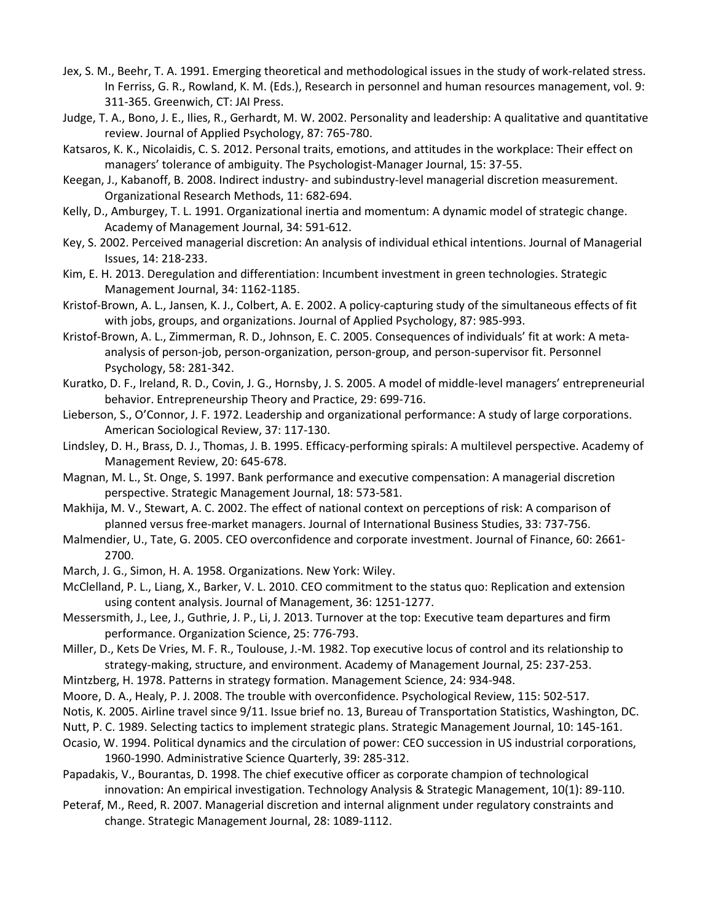Jex, S. M., Beehr, T. A. 1991. Emerging theoretical and methodological issues in the study of work-related stress. In Ferriss, G. R., Rowland, K. M. (Eds.), Research in personnel and human resources management, vol. 9: 311-365. Greenwich, CT: JAI Press.

Judge, T. A., Bono, J. E., Ilies, R., Gerhardt, M. W. 2002. Personality and leadership: A qualitative and quantitative review. Journal of Applied Psychology, 87: 765-780.

Katsaros, K. K., Nicolaidis, C. S. 2012. Personal traits, emotions, and attitudes in the workplace: Their effect on managers' tolerance of ambiguity. The Psychologist-Manager Journal, 15: 37-55.

Keegan, J., Kabanoff, B. 2008. Indirect industry- and subindustry-level managerial discretion measurement. Organizational Research Methods, 11: 682-694.

Kelly, D., Amburgey, T. L. 1991. Organizational inertia and momentum: A dynamic model of strategic change. Academy of Management Journal, 34: 591-612.

Key, S. 2002. Perceived managerial discretion: An analysis of individual ethical intentions. Journal of Managerial Issues, 14: 218-233.

Kim, E. H. 2013. Deregulation and differentiation: Incumbent investment in green technologies. Strategic Management Journal, 34: 1162-1185.

Kristof-Brown, A. L., Jansen, K. J., Colbert, A. E. 2002. A policy-capturing study of the simultaneous effects of fit with jobs, groups, and organizations. Journal of Applied Psychology, 87: 985-993.

Kristof-Brown, A. L., Zimmerman, R. D., Johnson, E. C. 2005. Consequences of individuals' fit at work: A meta-analysis of person-job, person-organization, person-group, and person-supervisor fit. Personnel Psychology, 58: 281-342.

Kuratko, D. F., Ireland, R. D., Covin, J. G., Hornsby, J. S. 2005. A model of middle-level managers' entrepreneurial behavior. Entrepreneurship Theory and Practice, 29: 699-716.

Lieberson, S., O'Connor, J. F. 1972. Leadership and organizational performance: A study of large corporations. American Sociological Review, 37: 117-130.

Lindsley, D. H., Brass, D. J., Thomas, J. B. 1995. Efficacy-performing spirals: A multilevel perspective. Academy of Management Review, 20: 645-678.

Magnan, M. L., St. Onge, S. 1997. Bank performance and executive compensation: A managerial discretion perspective. Strategic Management Journal, 18: 573-581.

Makhija, M. V., Stewart, A. C. 2002. The effect of national context on perceptions of risk: A comparison of planned versus free-market managers. Journal of International Business Studies, 33: 737-756.

Malmendier, U., Tate, G. 2005. CEO overconfidence and corporate investment. Journal of Finance, 60: 2661-2700.

March, J. G., Simon, H. A. 1958. Organizations. New York: Wiley.

McClelland, P. L., Liang, X., Barker, V. L. 2010. CEO commitment to the status quo: Replication and extension using content analysis. Journal of Management, 36: 1251-1277.

Messersmith, J., Lee, J., Guthrie, J. P., Li, J. 2013. Turnover at the top: Executive team departures and firm performance. Organization Science, 25: 776-793.

Miller, D., Kets De Vries, M. F. R., Toulouse, J.-M. 1982. Top executive locus of control and its relationship to strategy-making, structure, and environment. Academy of Management Journal, 25: 237-253.

Mintzberg, H. 1978. Patterns in strategy formation. Management Science, 24: 934-948.

Moore, D. A., Healy, P. J. 2008. The trouble with overconfidence. Psychological Review, 115: 502-517.

Notis, K. 2005. Airline travel since 9/11. Issue brief no. 13, Bureau of Transportation Statistics, Washington, DC.

Nutt, P. C. 1989. Selecting tactics to implement strategic plans. Strategic Management Journal, 10: 145-161.

Ocasio, W. 1994. Political dynamics and the circulation of power: CEO succession in US industrial corporations, 1960-1990. Administrative Science Quarterly, 39: 285-312.

Papadakis, V., Bourantas, D. 1998. The chief executive officer as corporate champion of technological innovation: An empirical investigation. Technology Analysis & Strategic Management, 10(1): 89-110.

Peteraf, M., Reed, R. 2007. Managerial discretion and internal alignment under regulatory constraints and change. Strategic Management Journal, 28: 1089-1112.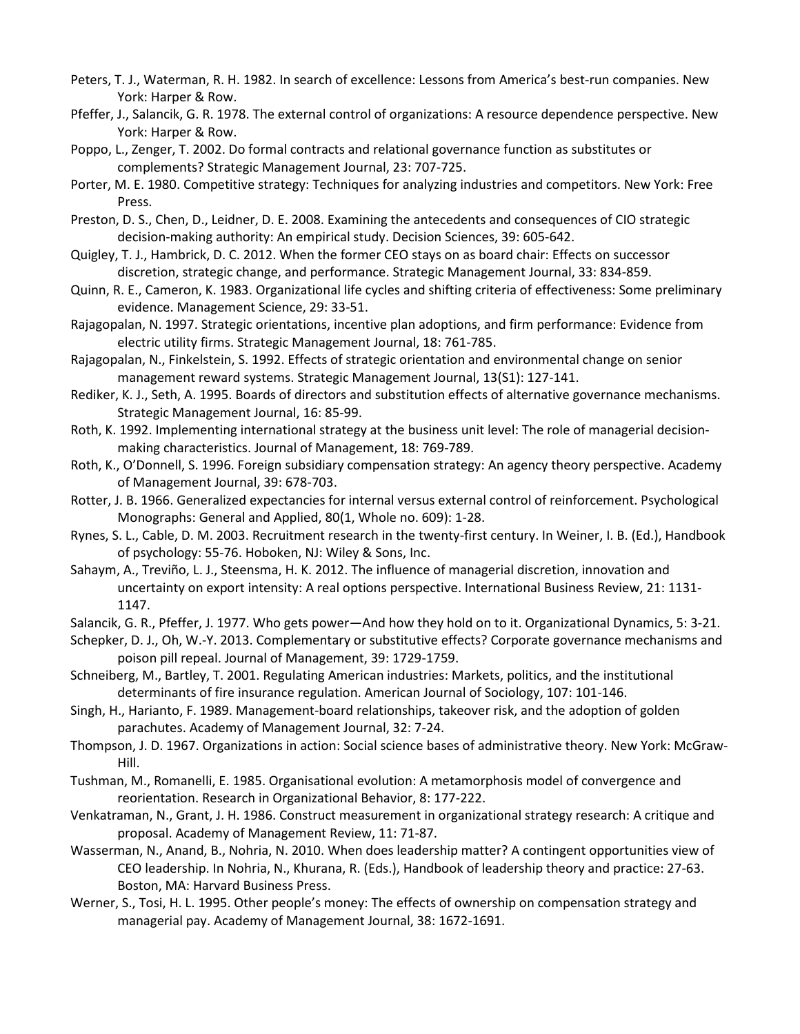Peters, T. J., Waterman, R. H. 1982. In search of excellence: Lessons from America's best-run companies. New York: Harper & Row.

Pfeffer, J., Salancik, G. R. 1978. The external control of organizations: A resource dependence perspective. New York: Harper & Row.

Poppo, L., Zenger, T. 2002. Do formal contracts and relational governance function as substitutes or complements? Strategic Management Journal, 23: 707-725.

Porter, M. E. 1980. Competitive strategy: Techniques for analyzing industries and competitors. New York: Free Press.

Preston, D. S., Chen, D., Leidner, D. E. 2008. Examining the antecedents and consequences of CIO strategic decision-making authority: An empirical study. Decision Sciences, 39: 605-642.

Quigley, T. J., Hambrick, D. C. 2012. When the former CEO stays on as board chair: Effects on successor discretion, strategic change, and performance. Strategic Management Journal, 33: 834-859.

Quinn, R. E., Cameron, K. 1983. Organizational life cycles and shifting criteria of effectiveness: Some preliminary evidence. Management Science, 29: 33-51.

Rajagopalan, N. 1997. Strategic orientations, incentive plan adoptions, and firm performance: Evidence from electric utility firms. Strategic Management Journal, 18: 761-785.

Rajagopalan, N., Finkelstein, S. 1992. Effects of strategic orientation and environmental change on senior management reward systems. Strategic Management Journal, 13(S1): 127-141.

Rediker, K. J., Seth, A. 1995. Boards of directors and substitution effects of alternative governance mechanisms. Strategic Management Journal, 16: 85-99.

Roth, K. 1992. Implementing international strategy at the business unit level: The role of managerial decision-making characteristics. Journal of Management, 18: 769-789.

Roth, K., O'Donnell, S. 1996. Foreign subsidiary compensation strategy: An agency theory perspective. Academy of Management Journal, 39: 678-703.

Rotter, J. B. 1966. Generalized expectancies for internal versus external control of reinforcement. Psychological Monographs: General and Applied, 80(1, Whole no. 609): 1-28.

Rynes, S. L., Cable, D. M. 2003. Recruitment research in the twenty-first century. In Weiner, I. B. (Ed.), Handbook of psychology: 55-76. Hoboken, NJ: Wiley & Sons, Inc.

Sahaym, A., Treviño, L. J., Steensma, H. K. 2012. The influence of managerial discretion, innovation and uncertainty on export intensity: A real options perspective. International Business Review, 21: 1131-1147.

Salancik, G. R., Pfeffer, J. 1977. Who gets power—And how they hold on to it. Organizational Dynamics, 5: 3-21.

Schepker, D. J., Oh, W.-Y. 2013. Complementary or substitutive effects? Corporate governance mechanisms and poison pill repeal. Journal of Management, 39: 1729-1759.

Schneiberg, M., Bartley, T. 2001. Regulating American industries: Markets, politics, and the institutional determinants of fire insurance regulation. American Journal of Sociology, 107: 101-146.

Singh, H., Harianto, F. 1989. Management-board relationships, takeover risk, and the adoption of golden parachutes. Academy of Management Journal, 32: 7-24.

Thompson, J. D. 1967. Organizations in action: Social science bases of administrative theory. New York: McGraw-Hill.

Tushman, M., Romanelli, E. 1985. Organisational evolution: A metamorphosis model of convergence and reorientation. Research in Organizational Behavior, 8: 177-222.

Venkatraman, N., Grant, J. H. 1986. Construct measurement in organizational strategy research: A critique and proposal. Academy of Management Review, 11: 71-87.

Wasserman, N., Anand, B., Nohria, N. 2010. When does leadership matter? A contingent opportunities view of CEO leadership. In Nohria, N., Khurana, R. (Eds.), Handbook of leadership theory and practice: 27-63. Boston, MA: Harvard Business Press.

Werner, S., Tosi, H. L. 1995. Other people's money: The effects of ownership on compensation strategy and managerial pay. Academy of Management Journal, 38: 1672-1691.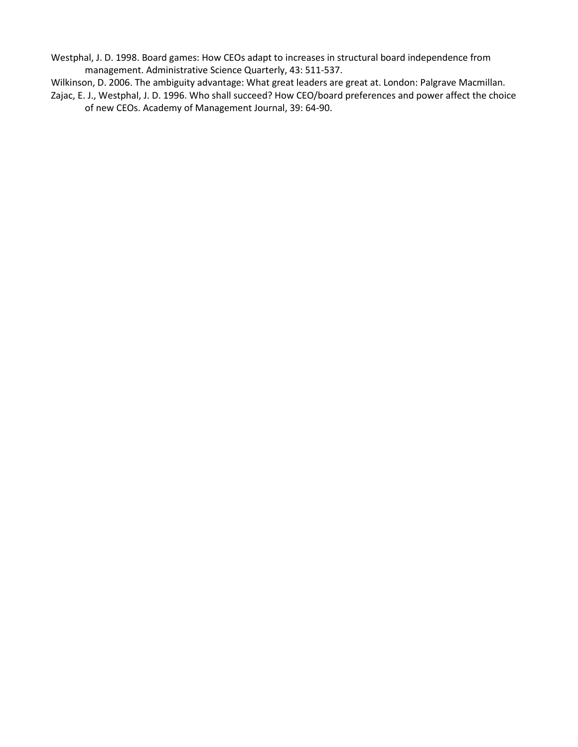Westphal, J. D. 1998. Board games: How CEOs adapt to increases in structural board independence from management. Administrative Science Quarterly, 43: 511-537.

Wilkinson, D. 2006. The ambiguity advantage: What great leaders are great at. London: Palgrave Macmillan.

Zajac, E. J., Westphal, J. D. 1996. Who shall succeed? How CEO/board preferences and power affect the choice of new CEOs. Academy of Management Journal, 39: 64-90.